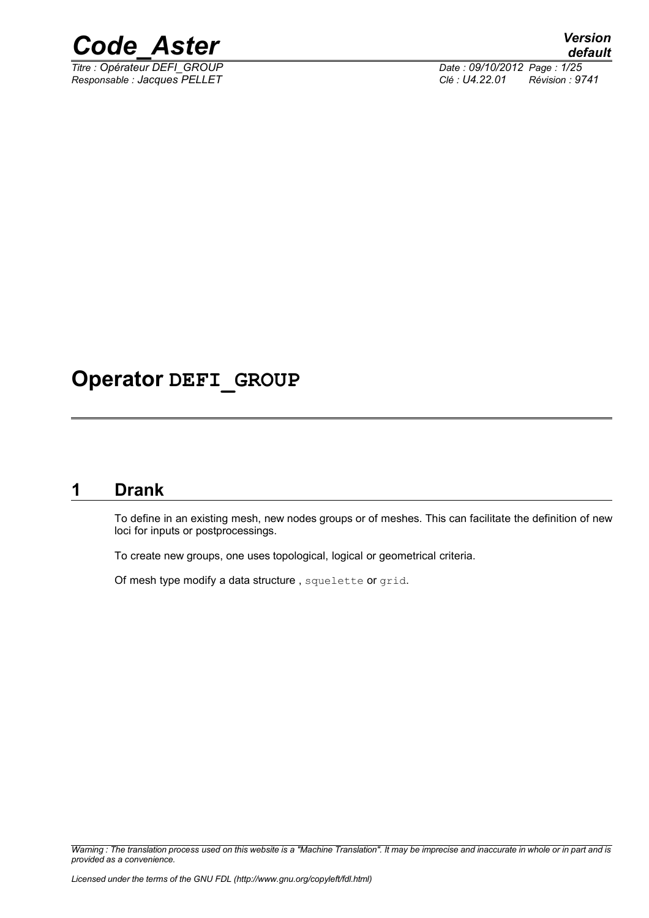# Operator DEFI_GROUP

## 1 Drank

To define in an existing mesh, new nodes groups or of meshes. This can facilitate the definition of new loci for inputs or postprocessings.

To create new groups, one uses topological, logical or geometrical criteria.

Of mesh type modify a data structure , squelette or grid.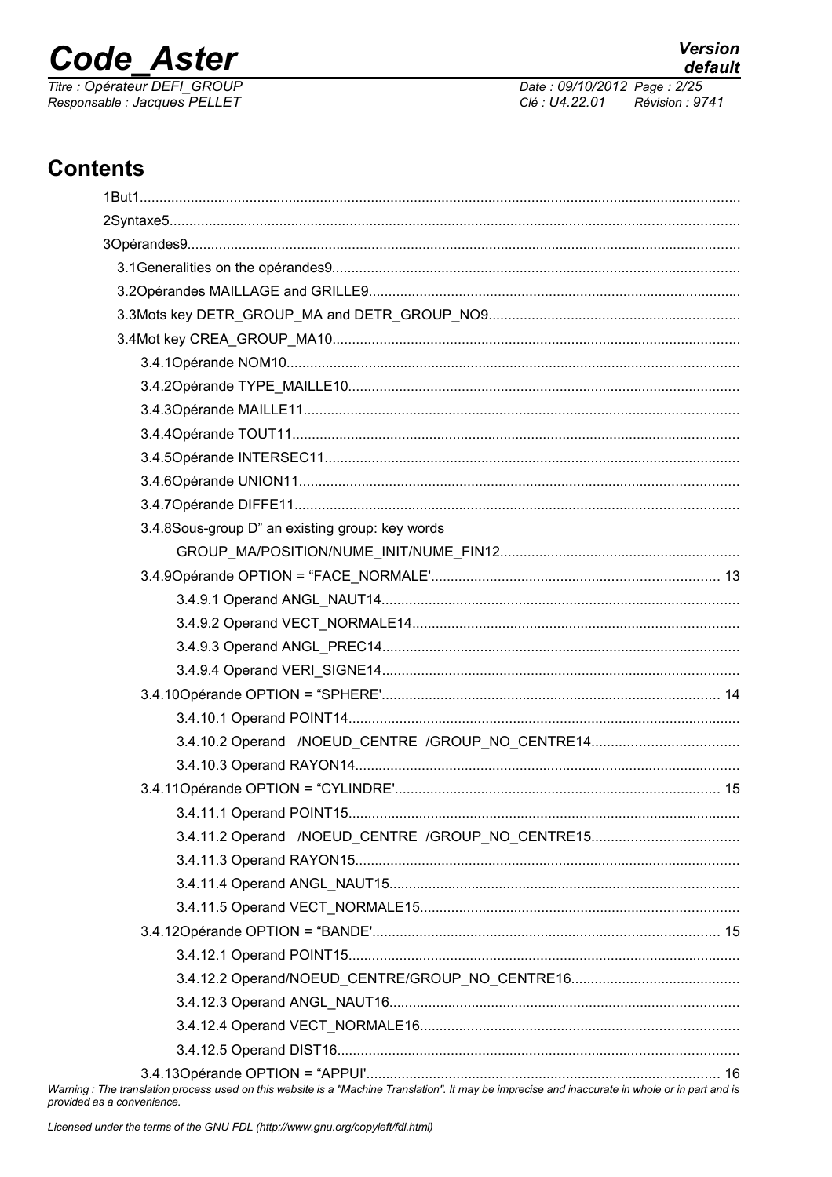# Contents

1But1
2Syntaxe5
3Opérandes9
  3.1Generalities on the opérandes9
  3.2Opérandes MAILLAGE and GRILLE9
  3.3Mots key DETR_GROUP_MA and DETR_GROUP_NO9
  3.4Mot key CREA_GROUP_MA10
    3.4.1Opérande NOM10
    3.4.2Opérande TYPE_MAILLE10
    3.4.3Opérande MAILLE11
    3.4.4Opérande TOUT11
    3.4.5Opérande INTERSEC11
    3.4.6Opérande UNION11
    3.4.7Opérande DIFFE11
    3.4.8Sous-group D" an existing group: key words GROUP_MA/POSITION/NUME_INIT/NUME_FIN12
    3.4.9Opérande OPTION = "FACE_NORMALE' 13
      3.4.9.1 Operand ANGL_NAUT14
      3.4.9.2 Operand VECT_NORMALE14
      3.4.9.3 Operand ANGL_PREC14
      3.4.9.4 Operand VERI_SIGNE14
    3.4.10Opérande OPTION = "SPHERE' 14
      3.4.10.1 Operand POINT14
      3.4.10.2 Operand /NOEUD_CENTRE /GROUP_NO_CENTRE14
      3.4.10.3 Operand RAYON14
    3.4.11Opérande OPTION = "CYLINDRE' 15
      3.4.11.1 Operand POINT15
      3.4.11.2 Operand /NOEUD_CENTRE /GROUP_NO_CENTRE15
      3.4.11.3 Operand RAYON15
      3.4.11.4 Operand ANGL_NAUT15
      3.4.11.5 Operand VECT_NORMALE15
    3.4.12Opérande OPTION = "BANDE' 15
      3.4.12.1 Operand POINT15
      3.4.12.2 Operand/NOEUD_CENTRE/GROUP_NO_CENTRE16
      3.4.12.3 Operand ANGL_NAUT16
      3.4.12.4 Operand VECT_NORMALE16
      3.4.12.5 Operand DIST16
    3.4.13Opérande OPTION = "APPUI' 16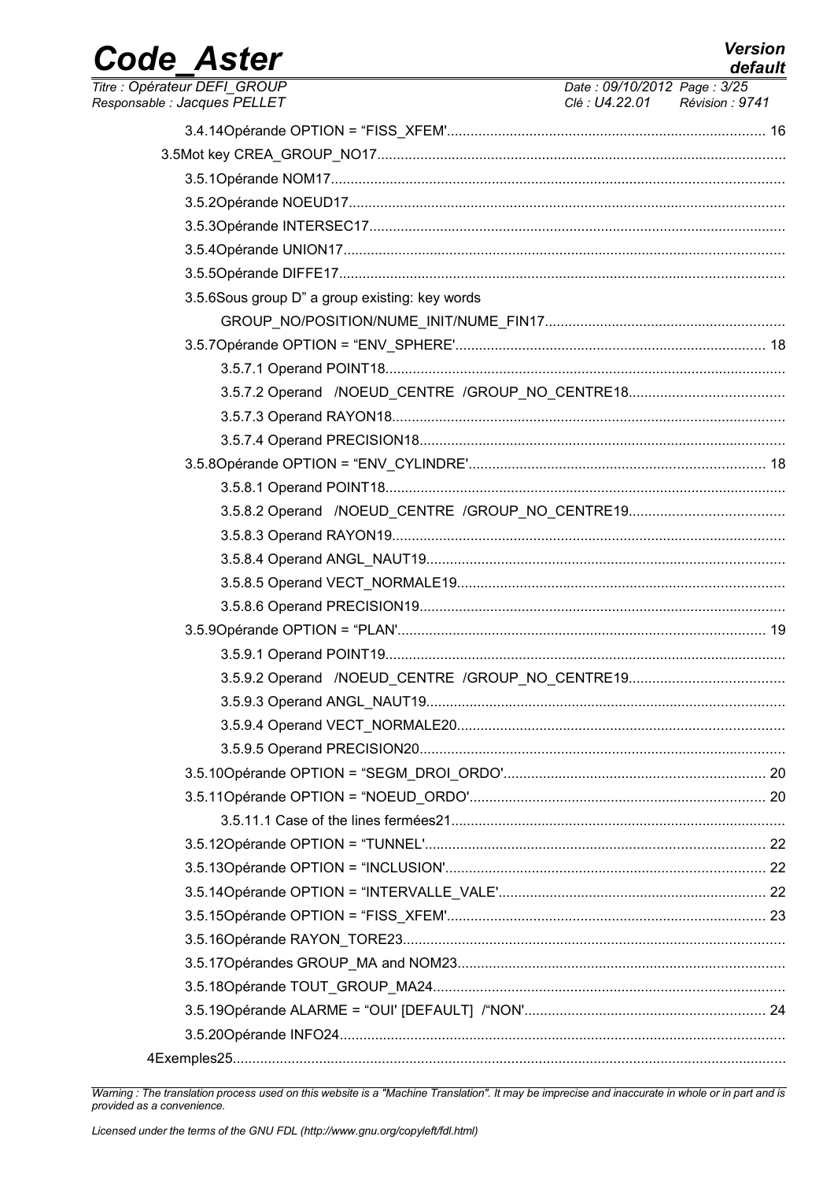3.4.14Opérande OPTION = “FISS_XFEM'........................................................................... 16

3.5Mot key CREA_GROUP_NO17...................................................................................................

3.5.1Opérande NOM17..................................................................................................

3.5.2Opérande NOEUD17.............................................................................................

3.5.3Opérande INTERSEC17.........................................................................................

3.5.4Opérande UNION17...............................................................................................

3.5.5Opérande DIFFE17................................................................................................

3.5.6Sous group D” a group existing: key words GROUP_NO/POSITION/NUME_INIT/NUME_FIN17............................................................

3.5.7Opérande OPTION = “ENV_SPHERE'............................................................................ 18

3.5.7.1 Operand POINT18....................................................................................................

3.5.7.2 Operand /NOEUD_CENTRE /GROUP_NO_CENTRE18.......................................

3.5.7.3 Operand RAYON18..................................................................................................

3.5.7.4 Operand PRECISION18...........................................................................................

3.5.8Opérande OPTION = “ENV_CYLINDRE'......................................................................... 18

3.5.8.1 Operand POINT18....................................................................................................

3.5.8.2 Operand /NOEUD_CENTRE /GROUP_NO_CENTRE19.......................................

3.5.8.3 Operand RAYON19..................................................................................................

3.5.8.4 Operand ANGL_NAUT19..........................................................................................

3.5.8.5 Operand VECT_NORMALE19..................................................................................

3.5.8.6 Operand PRECISION19...........................................................................................

3.5.9Opérande OPTION = “PLAN'............................................................................................ 19

3.5.9.1 Operand POINT19....................................................................................................

3.5.9.2 Operand /NOEUD_CENTRE /GROUP_NO_CENTRE19.......................................

3.5.9.3 Operand ANGL_NAUT19..........................................................................................

3.5.9.4 Operand VECT_NORMALE20..................................................................................

3.5.9.5 Operand PRECISION20...........................................................................................

3.5.10Opérande OPTION = “SEGM_DROI_ORDO'................................................................. 20

3.5.11Opérande OPTION = “NOEUD_ORDO'.......................................................................... 20

3.5.11.1 Case of the lines fermées21...................................................................................

3.5.12Opérande OPTION = “TUNNEL'..................................................................................... 22

3.5.13Opérande OPTION = “INCLUSION'................................................................................ 22

3.5.14Opérande OPTION = “INTERVALLE_VALE'................................................................... 22

3.5.15Opérande OPTION = “FISS_XFEM'................................................................................ 23

3.5.16Opérande RAYON_TORE23...............................................................................................

3.5.17Opérandes GROUP_MA and NOM23.................................................................................

3.5.18Opérande TOUT_GROUP_MA24........................................................................................

3.5.19Opérande ALARME = “OUI' [DEFAULT] /“NON'............................................................ 24

3.5.20Opérande INFO24..............................................................................................................

4Exemples25...........................................................................................................................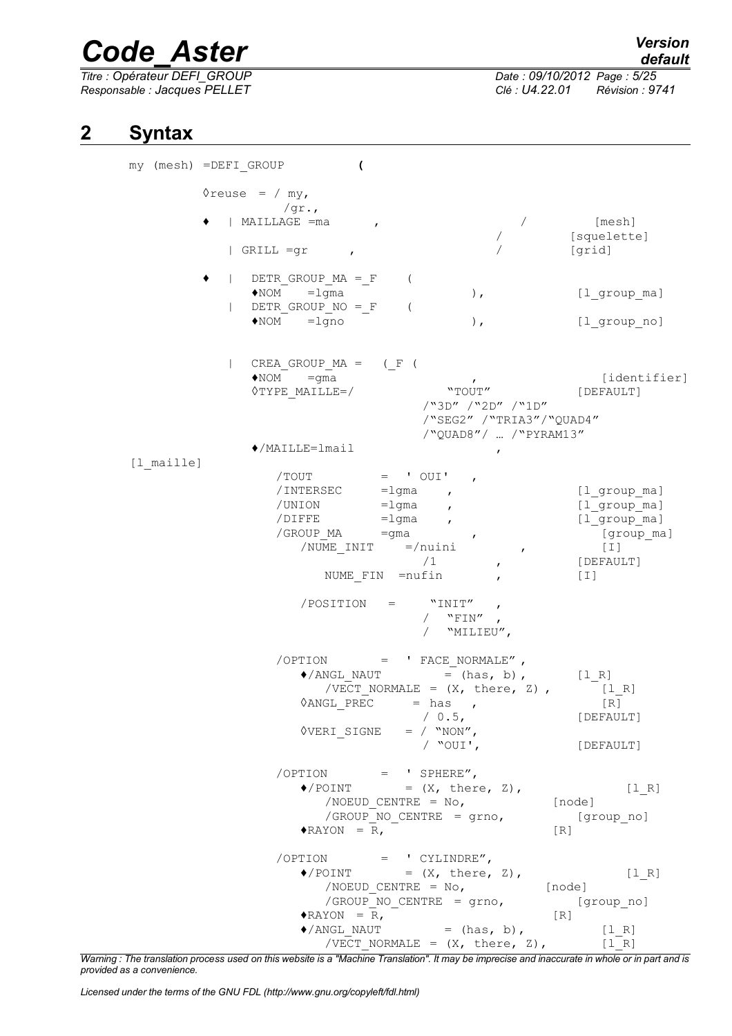## 2 Syntax

```
my (mesh) =DEFI_GROUP          (

          ◊reuse  = / my,
                    /gr.,
          ♦   | MAILLAGE =ma       ,                    /          [mesh]
                                                     /          [squelette]
              | GRILL =gr      ,                     /          [grid]

          ♦   |   DETR_GROUP_MA =_F    (
                  ♦NOM    =lgma                   ),            [l_group_ma]
              |   DETR_GROUP_NO =_F    (
                  ♦NOM    =lgno                   ),            [l_group_no]


              |   CREA_GROUP_MA =   (_F (
                  ♦NOM    =gma                       ,                  [identifier]
                  ◊TYPE_MAILLE=/               "TOUT"             [DEFAULT]
                                         /"3D" /"2D" /"1D"
                                         /"SEG2" /"TRIA3"/"QUAD4"
                                         /"QUAD8"/ … /"PYRAM13"
                  ♦/MAILLE=lmail                     ,
[l_maille]
                      /TOUT          =  ' OUI'   ,
                      /INTERSEC      =lgma    ,                 [l_group_ma]
                      /UNION         =lgma    ,                 [l_group_ma]
                      /DIFFE         =lgma    ,                 [l_group_ma]
                      /GROUP_MA      =gma          ,                [group_ma]
                         /NUME_INIT     =/nuini          ,          [I]
                                         /1        ,            [DEFAULT]
                            NUME_FIN  =nufin        ,           [I]

                         /POSITION   =     "INIT"   ,
                                         /  "FIN"  ,
                                         /  "MILIEU",

                      /OPTION       =  ' FACE_NORMALE" ,
                         ♦/ANGL_NAUT        = (has, b),       [l_R]
                            /VECT_NORMALE = (X, there, Z) ,       [l_R]
                         ◊ANGL_PREC      = has   ,              [R]
                                         / 0.5,                 [DEFAULT]
                         ◊VERI_SIGNE   = / "NON",
                                         / "OUI',               [DEFAULT]

                      /OPTION       =  ' SPHERE",
                         ♦/POINT       = (X, there, Z),              [l_R]
                            /NOEUD_CENTRE = No,             [node]
                            /GROUP_NO_CENTRE  = grno,          [group_no]
                         ♦RAYON  = R,                          [R]

                      /OPTION       =  ' CYLINDRE",
                         ♦/POINT       = (X, there, Z),              [l_R]
                            /NOEUD_CENTRE = No,            [node]
                            /GROUP_NO_CENTRE  = grno,          [group_no]
                         ♦RAYON  = R,                          [R]
                         ♦/ANGL_NAUT        = (has, b),           [l_R]
                            /VECT_NORMALE = (X, there, Z),        [l_R]
```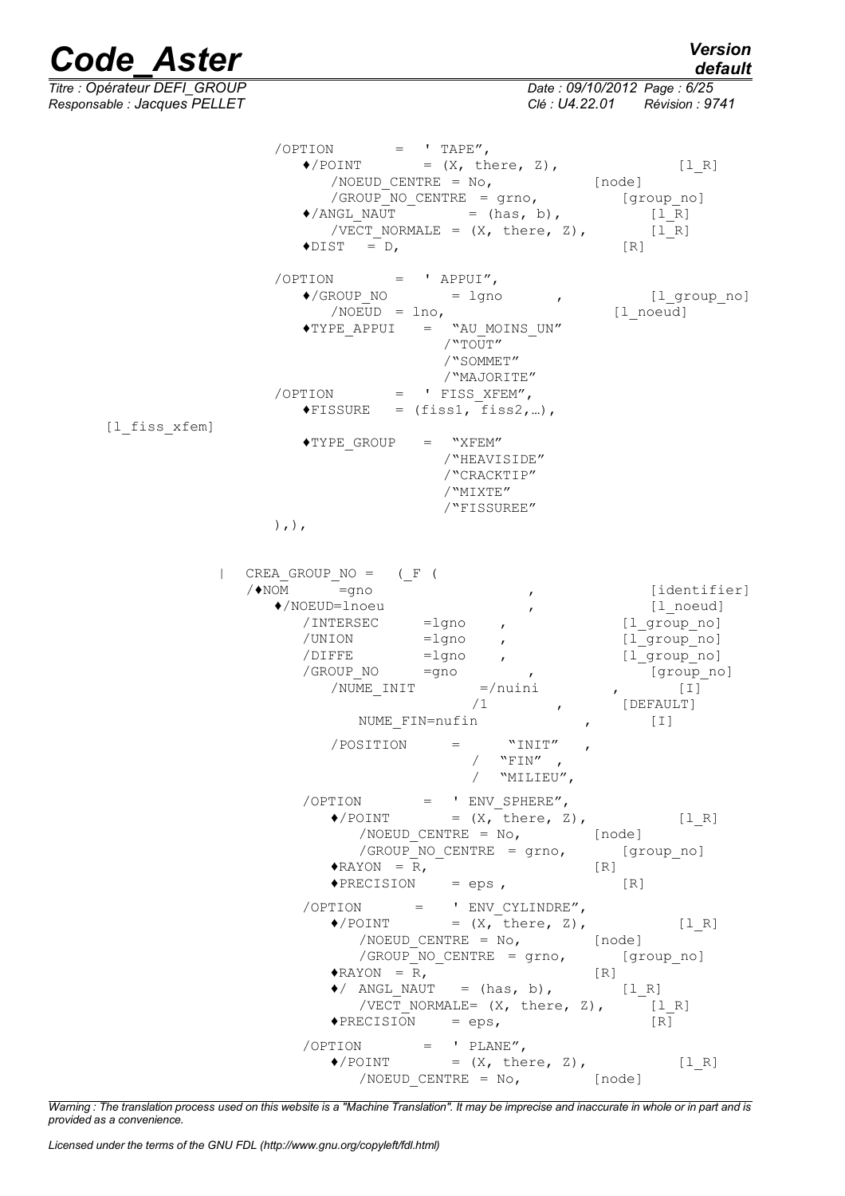```
/OPTION         =  ' TAPE",
   ♦/POINT         = (X, there, Z),               [l_R]
      /NOEUD_CENTRE = No,              [node]
      /GROUP_NO_CENTRE = grno,            [group_no]
   ♦/ANGL_NAUT         = (has, b),            [l_R]
      /VECT_NORMALE = (X, there, Z),        [l_R]
   ♦DIST   = D,                            [R]

/OPTION         =  ' APPUI",
   ♦/GROUP_NO        = lgno       ,            [l_group_no]
      /NOEUD = lno,                         [l_noeud]
   ♦TYPE_APPUI    =  "AU_MOINS_UN"
                    /"TOUT"
                    /"SOMMET"
                    /"MAJORITE"
/OPTION         =  ' FISS_XFEM",
   ♦FISSURE   = (fiss1, fiss2,…),
[l_fiss_xfem]
   ♦TYPE_GROUP    =  "XFEM"
                    /"HEAVISIDE"
                    /"CRACKTIP"
                    /"MIXTE"
                    /"FISSUREE"
),),


|  CREA_GROUP_NO =   (_F (
   /♦NOM      =gno                     ,              [identifier]
      ♦/NOEUD=lnoeu                    ,              [l_noeud]
         /INTERSEC      =lgno    ,               [l_group_no]
         /UNION         =lgno    ,               [l_group_no]
         /DIFFE         =lgno    ,               [l_group_no]
         /GROUP_NO      =gno           ,               [group_no]
            /NUME_INIT        =/nuini          ,         [I]
                              /1        ,        [DEFAULT]
               NUME_FIN=nufin               ,         [I]
            /POSITION      =      "INIT"   ,
                              /  "FIN"  ,
                              /  "MILIEU",

         /OPTION        =  ' ENV_SPHERE",
            ♦/POINT        = (X, there, Z),            [l_R]
               /NOEUD_CENTRE = No,          [node]
               /GROUP_NO_CENTRE = grno,       [group_no]
            ♦RAYON  = R,                   [R]
            ♦PRECISION     = eps ,            [R]

         /OPTION       =   ' ENV_CYLINDRE",
            ♦/POINT        = (X, there, Z),            [l_R]
               /NOEUD_CENTRE = No,          [node]
               /GROUP_NO_CENTRE = grno,       [group_no]
            ♦RAYON  = R,                   [R]
            ♦/ ANGL_NAUT   = (has, b),        [l_R]
               /VECT_NORMALE= (X, there, Z),      [l_R]
            ♦PRECISION     = eps,               [R]

         /OPTION        =  ' PLANE",
            ♦/POINT        = (X, there, Z),            [l_R]
               /NOEUD_CENTRE = No,          [node]
```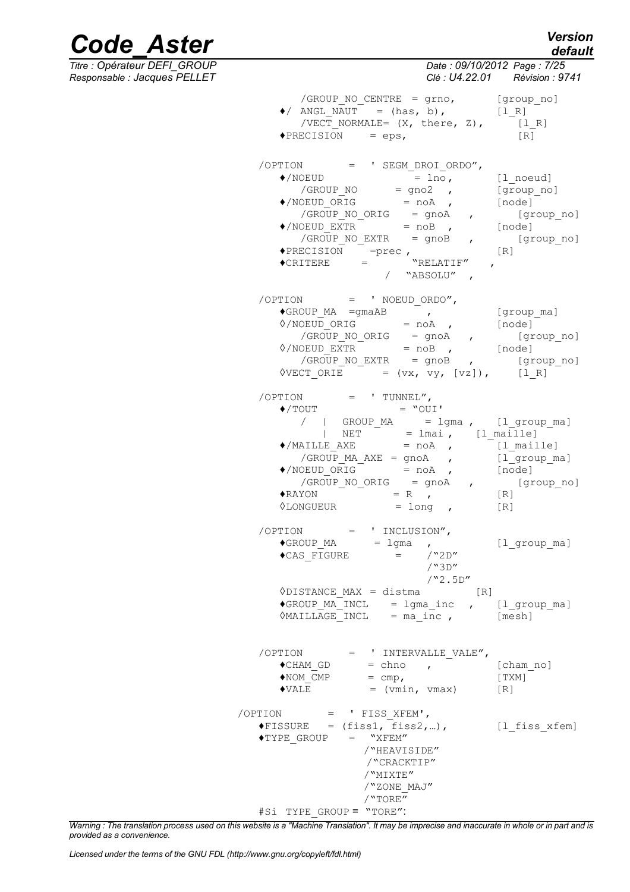```
      /GROUP_NO_CENTRE = grno,       [group_no]
   ♦/ ANGL_NAUT   = (has, b),        [l_R]
      /VECT_NORMALE= (X, there, Z),    [l_R]
   ♦PRECISION    = eps,              [R]

/OPTION       =  ' SEGM_DROI_ORDO",
   ♦/NOEUD            = lno,        [l_noeud]
      /GROUP_NO      = gno2  ,      [group_no]
   ♦/NOEUD_ORIG       = noA  ,      [node]
      /GROUP_NO_ORIG   = gnoA   ,      [group_no]
   ♦/NOEUD_EXTR       = noB  ,      [node]
      /GROUP_NO_EXTR   = gnoB   ,      [group_no]
   ♦PRECISION    =prec ,            [R]
   ♦CRITERE     =       "RELATIF"   ,
                      /  "ABSOLU"  ,

/OPTION       =  ' NOEUD_ORDO",
   ♦GROUP_MA  =gmaAB      ,         [group_ma]
   ◊/NOEUD_ORIG       = noA  ,      [node]
      /GROUP_NO_ORIG   = gnoA   ,      [group_no]
   ◊/NOEUD_EXTR       = noB  ,      [node]
      /GROUP_NO_EXTR   = gnoB   ,      [group_no]
   ◊VECT_ORIE      = (vx, vy, [vz]),    [l_R]

/OPTION       =  ' TUNNEL",
   ♦/TOUT            = "OUI'
      /  |  GROUP_MA     = lgma ,   [l_group_ma]
         |  NET       = lmai ,   [l_maille]
   ♦/MAILLE_AXE       = noA  ,      [l_maille]
      /GROUP_MA_AXE = gnoA   ,      [l_group_ma]
   ♦/NOEUD_ORIG       = noA  ,      [node]
      /GROUP_NO_ORIG   = gnoA   ,      [group_no]
   ♦RAYON           = R  ,          [R]
   ◊LONGUEUR         = long  ,      [R]

/OPTION       =  ' INCLUSION",
   ♦GROUP_MA      = lgma  ,         [l_group_ma]
   ♦CAS_FIGURE       =    /"2D"
                          /"3D"
                          /"2.5D"
   ◊DISTANCE_MAX = distma          [R]
   ♦GROUP_MA_INCL    = lgma_inc  ,   [l_group_ma]
   ◊MAILLAGE_INCL    = ma_inc ,      [mesh]


/OPTION       =  ' INTERVALLE_VALE",
   ♦CHAM_GD      = chno   ,          [cham_no]
   ♦NOM_CMP      = cmp,             [TXM]
   ♦VALE         = (vmin, vmax)      [R]

/OPTION       =  ' FISS_XFEM',
   ♦FISSURE   = (fiss1, fiss2,…),      [l_fiss_xfem]
   ♦TYPE_GROUP   =  "XFEM"
                  /"HEAVISIDE"
                  /"CRACKTIP"
                  /"MIXTE"
                  /"ZONE_MAJ"
                  /"TORE"
   #Si TYPE_GROUP = "TORE":
```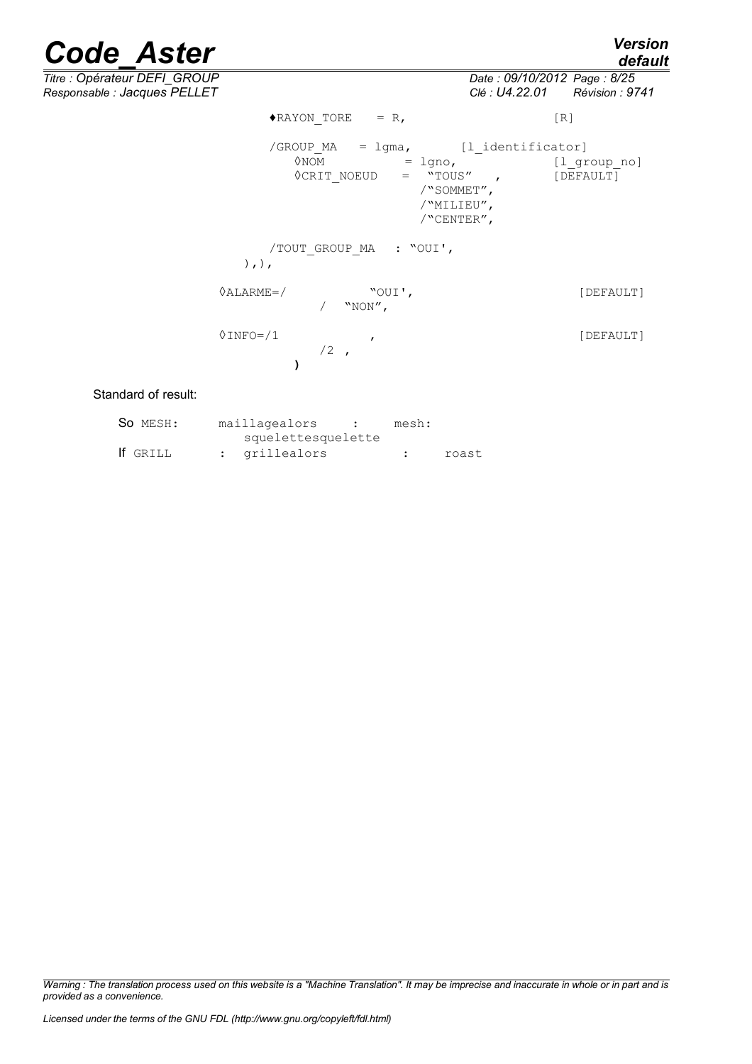```
        ♦RAYON_TORE    = R,                        [R]

        /GROUP_MA   = lgma,      [l_identificator]
           ◊NOM           = lgno,                [l_group_no]
           ◊CRIT_NOEUD    =  "TOUS"   ,          [DEFAULT]
                            /"SOMMET",
                            /"MILIEU",
                            /"CENTER",

        /TOUT_GROUP_MA   : "OUI',
    ),),

    ◊ALARME=/           "OUI',                            [DEFAULT]
               /   "NON",

    ◊INFO=/1            ,                                 [DEFAULT]
               /2  ,
          )
```

Standard of result:

| | | |
|---|---|---|
| So MESH: | maillagealors : squelettesquelette | mesh: |
| If GRILL | : grillealors : | roast |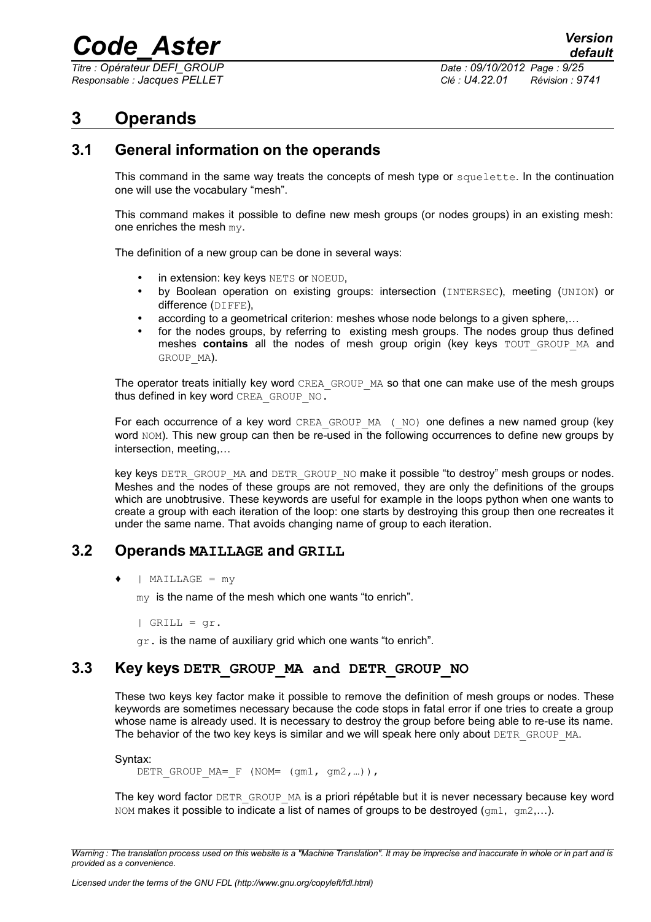# 3 Operands

## 3.1 General information on the operands

This command in the same way treats the concepts of mesh type or `squelette`. In the continuation one will use the vocabulary "mesh".

This command makes it possible to define new mesh groups (or nodes groups) in an existing mesh: one enriches the mesh `my`.

The definition of a new group can be done in several ways:

- in extension: key keys `NETS` or `NOEUD`,
- by Boolean operation on existing groups: intersection (`INTERSEC`), meeting (`UNION`) or difference (`DIFFE`),
- according to a geometrical criterion: meshes whose node belongs to a given sphere,…
- for the nodes groups, by referring to existing mesh groups. The nodes group thus defined meshes **contains** all the nodes of mesh group origin (key keys `TOUT_GROUP_MA` and `GROUP_MA`).

The operator treats initially key word `CREA_GROUP_MA` so that one can make use of the mesh groups thus defined in key word `CREA_GROUP_NO`.

For each occurrence of a key word `CREA_GROUP_MA (_NO)` one defines a new named group (key word `NOM`). This new group can then be re-used in the following occurrences to define new groups by intersection, meeting,…

key keys `DETR_GROUP_MA` and `DETR_GROUP_NO` make it possible "to destroy" mesh groups or nodes. Meshes and the nodes of these groups are not removed, they are only the definitions of the groups which are unobtrusive. These keywords are useful for example in the loops python when one wants to create a group with each iteration of the loop: one starts by destroying this group then one recreates it under the same name. That avoids changing name of group to each iteration.

## 3.2 Operands MAILLAGE and GRILL

♦ | `MAILLAGE = my`

`my` is the name of the mesh which one wants "to enrich".

| `GRILL = gr.`

`gr.` is the name of auxiliary grid which one wants "to enrich".

## 3.3 Key keys DETR_GROUP_MA and DETR_GROUP_NO

These two keys key factor make it possible to remove the definition of mesh groups or nodes. These keywords are sometimes necessary because the code stops in fatal error if one tries to create a group whose name is already used. It is necessary to destroy the group before being able to re-use its name. The behavior of the two key keys is similar and we will speak here only about `DETR_GROUP_MA`.

Syntax:

```
DETR_GROUP_MA=_F (NOM= (gm1, gm2,…)),
```

The key word factor `DETR_GROUP_MA` is a priori répétable but it is never necessary because key word `NOM` makes it possible to indicate a list of names of groups to be destroyed (`gm1, gm2`,…).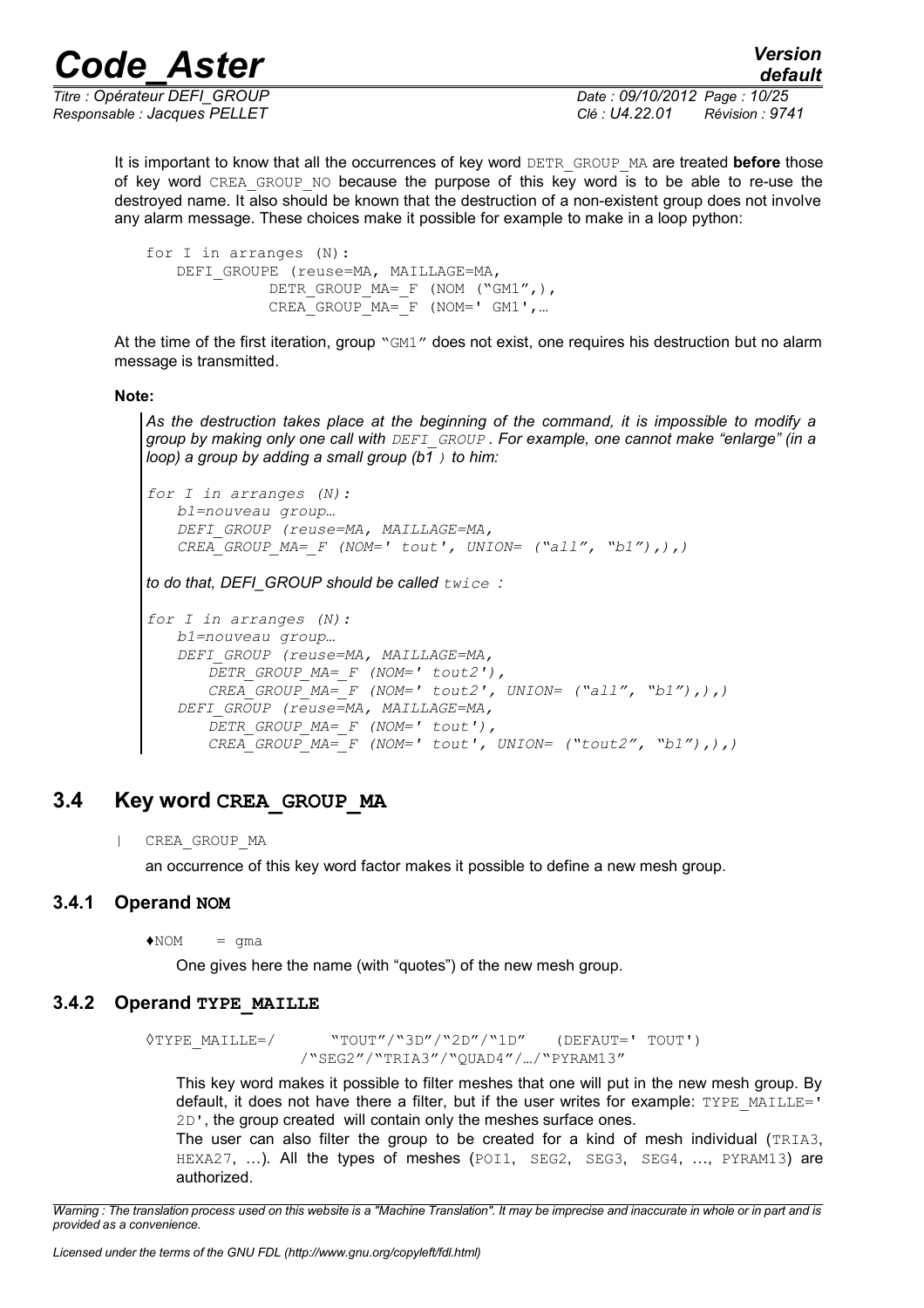It is important to know that all the occurrences of key word DETR_GROUP_MA are treated **before** those of key word CREA_GROUP_NO because the purpose of this key word is to be able to re-use the destroyed name. It also should be known that the destruction of a non-existent group does not involve any alarm message. These choices make it possible for example to make in a loop python:

```
for I in arranges (N):
   DEFI_GROUPE (reuse=MA, MAILLAGE=MA,
             DETR_GROUP_MA=_F (NOM ("GM1",),
             CREA_GROUP_MA=_F (NOM=' GM1',…
```

At the time of the first iteration, group "GM1" does not exist, one requires his destruction but no alarm message is transmitted.

**Note:**

*As the destruction takes place at the beginning of the command, it is impossible to modify a group by making only one call with DEFI_GROUP. For example, one cannot make "enlarge" (in a loop) a group by adding a small group (b1 ) to him:*

```
for I in arranges (N):
   b1=nouveau group…
   DEFI_GROUP (reuse=MA, MAILLAGE=MA,
   CREA_GROUP_MA=_F (NOM=' tout', UNION= ("all", "b1"),),)
```

*to do that, DEFI_GROUP should be called twice :*

```
for I in arranges (N):
   b1=nouveau group…
   DEFI_GROUP (reuse=MA, MAILLAGE=MA,
      DETR_GROUP_MA=_F (NOM=' tout2'),
      CREA_GROUP_MA=_F (NOM=' tout2', UNION= ("all", "b1"),),)
   DEFI_GROUP (reuse=MA, MAILLAGE=MA,
      DETR_GROUP_MA=_F (NOM=' tout'),
      CREA_GROUP_MA=_F (NOM=' tout', UNION= ("tout2", "b1"),),)
```

## 3.4 Key word CREA_GROUP_MA

| CREA_GROUP_MA

an occurrence of this key word factor makes it possible to define a new mesh group.

### 3.4.1 Operand NOM

♦NOM = gma

One gives here the name (with "quotes") of the new mesh group.

### 3.4.2 Operand TYPE_MAILLE

```
◊TYPE_MAILLE=/      "TOUT"/"3D"/"2D"/"1D"    (DEFAUT=' TOUT')
             /"SEG2"/"TRIA3"/"QUAD4"/…/"PYRAM13"
```

This key word makes it possible to filter meshes that one will put in the new mesh group. By default, it does not have there a filter, but if the user writes for example: TYPE_MAILLE=' 2D', the group created will contain only the meshes surface ones.

The user can also filter the group to be created for a kind of mesh individual (TRIA3, HEXA27, …). All the types of meshes (POI1, SEG2, SEG3, SEG4, …, PYRAM13) are authorized.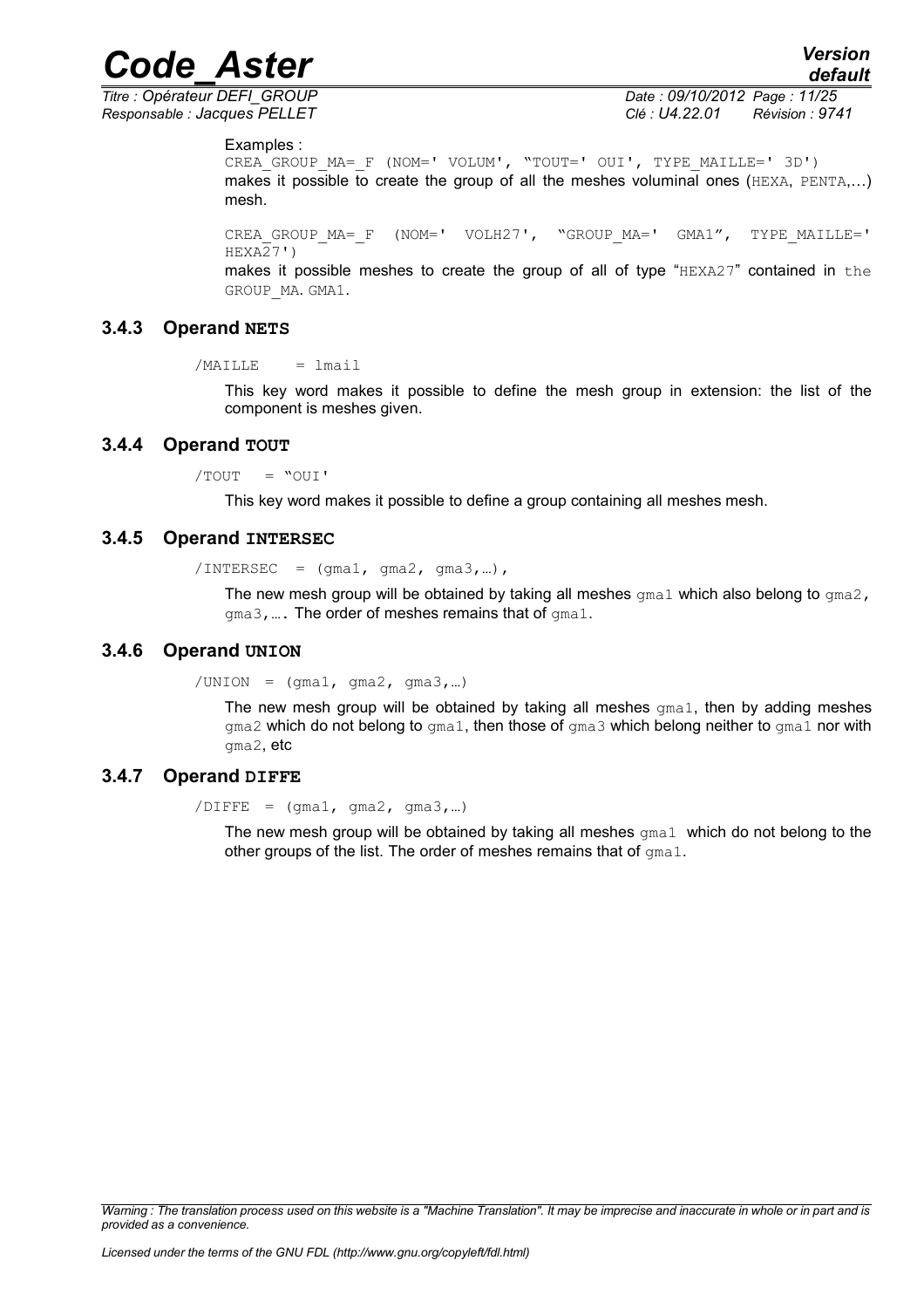Examples :

```
CREA_GROUP_MA=_F (NOM=' VOLUM', "TOUT=' OUI', TYPE_MAILLE=' 3D')
```

makes it possible to create the group of all the meshes voluminal ones (HEXA, PENTA,…) mesh.

```
CREA_GROUP_MA=_F (NOM=' VOLH27', "GROUP_MA=' GMA1", TYPE_MAILLE=' HEXA27')
```

makes it possible meshes to create the group of all of type "HEXA27" contained in the GROUP_MA. GMA1.

### 3.4.3 Operand NETS

```
/MAILLE    = lmail
```

This key word makes it possible to define the mesh group in extension: the list of the component is meshes given.

### 3.4.4 Operand TOUT

```
/TOUT   = "OUI'
```

This key word makes it possible to define a group containing all meshes mesh.

### 3.4.5 Operand INTERSEC

```
/INTERSEC  = (gma1, gma2, gma3,…),
```

The new mesh group will be obtained by taking all meshes gma1 which also belong to gma2, gma3,…. The order of meshes remains that of gma1.

### 3.4.6 Operand UNION

```
/UNION  = (gma1, gma2, gma3,…)
```

The new mesh group will be obtained by taking all meshes gma1, then by adding meshes gma2 which do not belong to gma1, then those of gma3 which belong neither to gma1 nor with gma2, etc

### 3.4.7 Operand DIFFE

```
/DIFFE  = (gma1, gma2, gma3,…)
```

The new mesh group will be obtained by taking all meshes gma1 which do not belong to the other groups of the list. The order of meshes remains that of gma1.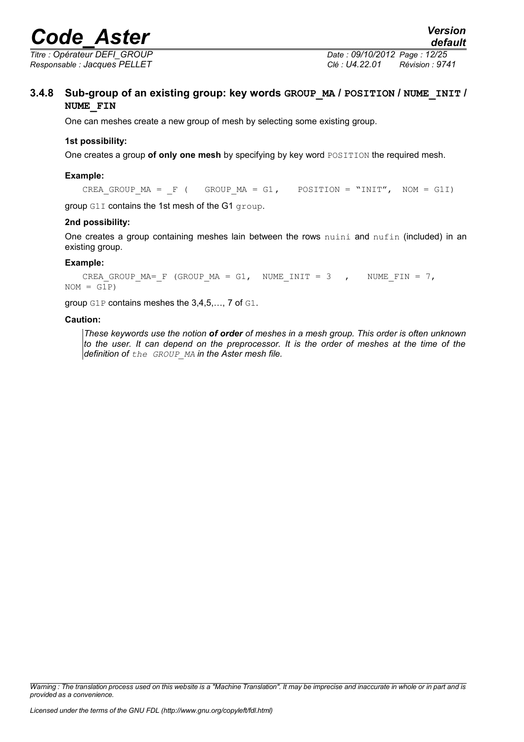### 3.4.8 Sub-group of an existing group: key words **GROUP_MA / POSITION / NUME_INIT / NUME_FIN**

One can meshes create a new group of mesh by selecting some existing group.

**1st possibility:**

One creates a group **of only one mesh** by specifying by key word POSITION the required mesh.

**Example:**

```
CREA_GROUP_MA = _F (   GROUP_MA = G1,    POSITION = "INIT",  NOM = G1I)
```

group G1I contains the 1st mesh of the G1 group.

**2nd possibility:**

One creates a group containing meshes lain between the rows nuini and nufin (included) in an existing group.

**Example:**

```
CREA_GROUP_MA=_F (GROUP_MA = G1,  NUME_INIT = 3   ,    NUME_FIN = 7,
NOM = G1P)
```

group G1P contains meshes the 3,4,5,…, 7 of G1.

**Caution:**

*These keywords use the notion **of order** of meshes in a mesh group. This order is often unknown to the user. It can depend on the preprocessor. It is the order of meshes at the time of the definition of the GROUP_MA in the Aster mesh file.*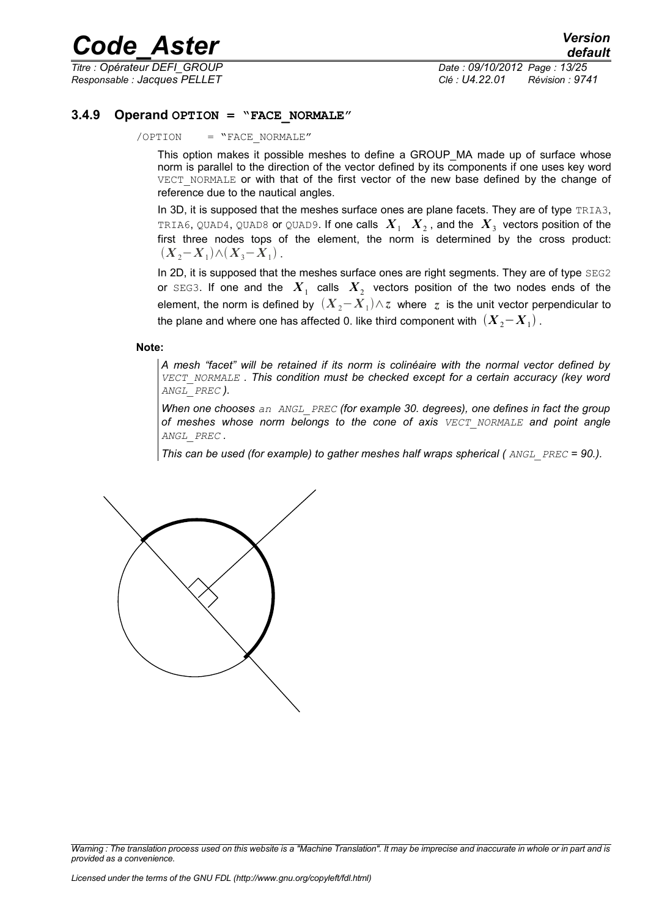### 3.4.9 Operand `OPTION = "FACE_NORMALE"`

```
/OPTION     = "FACE_NORMALE"
```

This option makes it possible meshes to define a GROUP_MA made up of surface whose norm is parallel to the direction of the vector defined by its components if one uses key word `VECT_NORMALE` or with that of the first vector of the new base defined by the change of reference due to the nautical angles.

In 3D, it is supposed that the meshes surface ones are plane facets. They are of type `TRIA3`, `TRIA6`, `QUAD4`, `QUAD8` or `QUAD9`. If one calls $X_1$ $X_2$, and the $X_3$ vectors position of the first three nodes tops of the element, the norm is determined by the cross product: $(X_2 - X_1) \wedge (X_3 - X_1)$.

In 2D, it is supposed that the meshes surface ones are right segments. They are of type `SEG2` or `SEG3`. If one and the $X_1$ calls $X_2$ vectors position of the two nodes ends of the element, the norm is defined by $(X_2 - X_1) \wedge z$ where $z$ is the unit vector perpendicular to the plane and where one has affected 0. like third component with $(X_2 - X_1)$.

**Note:**

*A mesh "facet" will be retained if its norm is colinéaire with the normal vector defined by `VECT_NORMALE`. This condition must be checked except for a certain accuracy (key word `ANGL_PREC`).*

*When one chooses an `ANGL_PREC` (for example 30. degrees), one defines in fact the group of meshes whose norm belongs to the cone of axis `VECT_NORMALE` and point angle `ANGL_PREC`.*

*This can be used (for example) to gather meshes half wraps spherical ( `ANGL_PREC` = 90.).*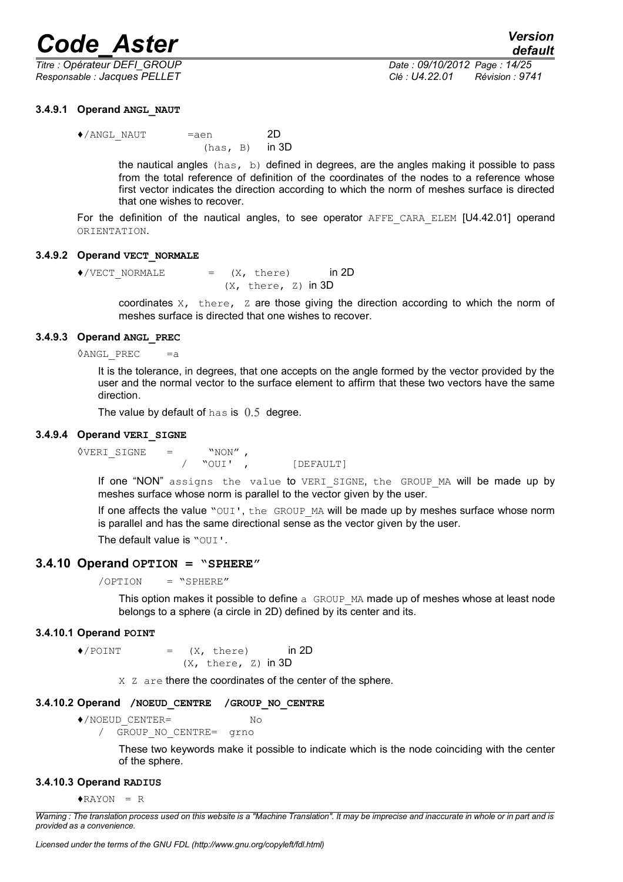#### 3.4.9.1 Operand ANGL_NAUT

```
♦/ANGL_NAUT      =aen          2D
                  (has, B)     in 3D
```

the nautical angles (has, b) defined in degrees, are the angles making it possible to pass from the total reference of definition of the coordinates of the nodes to a reference whose first vector indicates the direction according to which the norm of meshes surface is directed that one wishes to recover.

For the definition of the nautical angles, to see operator AFFE_CARA_ELEM [U4.42.01] operand ORIENTATION.

#### 3.4.9.2 Operand VECT_NORMALE

```
♦/VECT_NORMALE      =  (X, there)        in 2D
                       (X, there, Z) in 3D
```

coordinates X, there, Z are those giving the direction according to which the norm of meshes surface is directed that one wishes to recover.

#### 3.4.9.3 Operand ANGL_PREC

```
◊ANGL_PREC    =a
```

It is the tolerance, in degrees, that one accepts on the angle formed by the vector provided by the user and the normal vector to the surface element to affirm that these two vectors have the same direction.

The value by default of has is $0.5$ degree.

#### 3.4.9.4 Operand VERI_SIGNE

```
◊VERI_SIGNE    =      "NON" ,
                   /  "OUI' ,        [DEFAULT]
```

If one "NON" assigns the value to VERI_SIGNE, the GROUP_MA will be made up by meshes surface whose norm is parallel to the vector given by the user.

If one affects the value "OUI', the GROUP_MA will be made up by meshes surface whose norm is parallel and has the same directional sense as the vector given by the user.

The default value is "OUI'.

### 3.4.10 Operand OPTION = "SPHERE"

```
/OPTION    = "SPHERE"
```

This option makes it possible to define a GROUP_MA made up of meshes whose at least node belongs to a sphere (a circle in 2D) defined by its center and its.

#### 3.4.10.1 Operand POINT

```
♦/POINT        =  (X, there)        in 2D
                  (X, there, Z) in 3D
```

X Z are there the coordinates of the center of the sphere.

#### 3.4.10.2 Operand /NOEUD_CENTRE /GROUP_NO_CENTRE

```
♦/NOEUD_CENTER=            No
  /  GROUP_NO_CENTRE=  grno
```

These two keywords make it possible to indicate which is the node coinciding with the center of the sphere.

#### 3.4.10.3 Operand RADIUS

```
♦RAYON  = R
```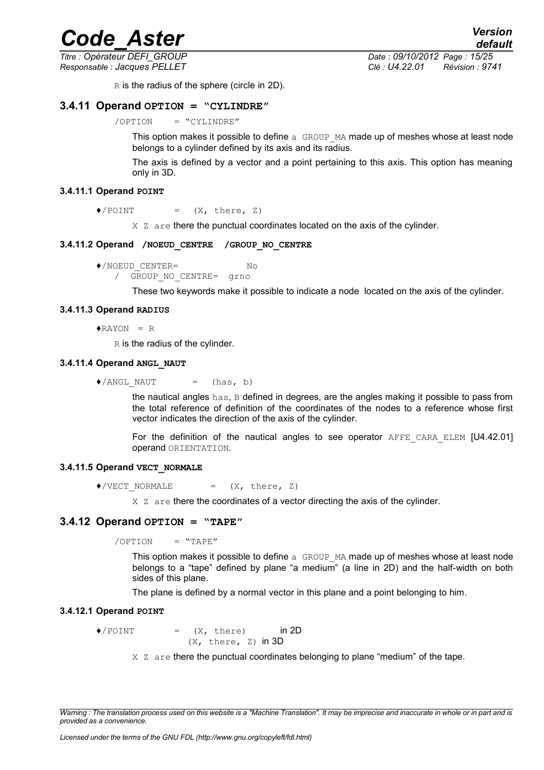R is the radius of the sphere (circle in 2D).

### 3.4.11 Operand OPTION = "CYLINDRE"

/OPTION = "CYLINDRE"

This option makes it possible to define a GROUP_MA made up of meshes whose at least node belongs to a cylinder defined by its axis and its radius.

The axis is defined by a vector and a point pertaining to this axis. This option has meaning only in 3D.

#### 3.4.11.1 Operand POINT

♦/POINT = (X, there, Z)

X Z are there the punctual coordinates located on the axis of the cylinder.

#### 3.4.11.2 Operand /NOEUD_CENTRE /GROUP_NO_CENTRE

♦/NOEUD_CENTER= No
/ GROUP_NO_CENTRE= grno

These two keywords make it possible to indicate a node located on the axis of the cylinder.

#### 3.4.11.3 Operand RADIUS

♦RAYON = R

R is the radius of the cylinder.

#### 3.4.11.4 Operand ANGL_NAUT

♦/ANGL_NAUT = (has, b)

the nautical angles has, B defined in degrees, are the angles making it possible to pass from the total reference of definition of the coordinates of the nodes to a reference whose first vector indicates the direction of the axis of the cylinder.

For the definition of the nautical angles to see operator AFFE_CARA_ELEM [U4.42.01] operand ORIENTATION.

#### 3.4.11.5 Operand VECT_NORMALE

♦/VECT_NORMALE = (X, there, Z)

X Z are there the coordinates of a vector directing the axis of the cylinder.

### 3.4.12 Operand OPTION = "TAPE"

/OPTION = "TAPE"

This option makes it possible to define a GROUP_MA made up of meshes whose at least node belongs to a "tape" defined by plane "a medium" (a line in 2D) and the half-width on both sides of this plane.

The plane is defined by a normal vector in this plane and a point belonging to him.

#### 3.4.12.1 Operand POINT

♦/POINT = (X, there) in 2D
(X, there, Z) in 3D

X Z are there the punctual coordinates belonging to plane "medium" of the tape.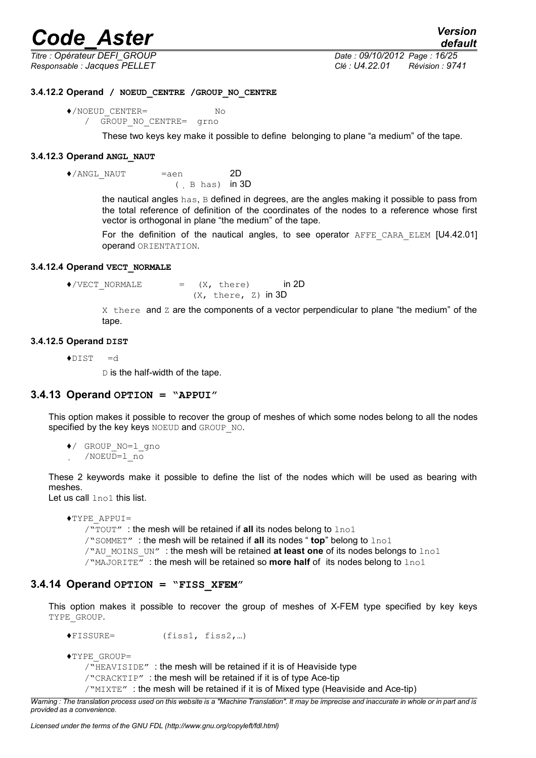#### 3.4.12.2 Operand / NOEUD_CENTRE /GROUP_NO_CENTRE

♦/NOEUD_CENTER= No
/ GROUP_NO_CENTRE= grno

These two keys key make it possible to define belonging to plane "a medium" of the tape.

#### 3.4.12.3 Operand ANGL_NAUT

♦/ANGL_NAUT =aen 2D
( B has) in 3D

the nautical angles has, B defined in degrees, are the angles making it possible to pass from the total reference of definition of the coordinates of the nodes to a reference whose first vector is orthogonal in plane "the medium" of the tape.

For the definition of the nautical angles, to see operator AFFE_CARA_ELEM [U4.42.01] operand ORIENTATION.

#### 3.4.12.4 Operand VECT_NORMALE

♦/VECT_NORMALE = (X, there) in 2D
(X, there, Z) in 3D

X there and Z are the components of a vector perpendicular to plane "the medium" of the tape.

#### 3.4.12.5 Operand DIST

♦DIST =d

D is the half-width of the tape.

### 3.4.13 Operand OPTION = "APPUI"

This option makes it possible to recover the group of meshes of which some nodes belong to all the nodes specified by the key keys NOEUD and GROUP_NO.

♦/ GROUP_NO=l_gno
/NOEUD=l_no

These 2 keywords make it possible to define the list of the nodes which will be used as bearing with meshes.
Let us call lno1 this list.

♦TYPE_APPUI=
/"TOUT" : the mesh will be retained if **all** its nodes belong to lno1
/"SOMMET" : the mesh will be retained if **all** its nodes " **top**" belong to lno1
/"AU_MOINS_UN" : the mesh will be retained **at least one** of its nodes belongs to lno1
/"MAJORITE" : the mesh will be retained so **more half** of its nodes belong to lno1

### 3.4.14 Operand OPTION = "FISS_XFEM"

This option makes it possible to recover the group of meshes of X-FEM type specified by key keys TYPE_GROUP.

♦FISSURE= (fiss1, fiss2,…)

♦TYPE_GROUP=
/"HEAVISIDE" : the mesh will be retained if it is of Heaviside type
/"CRACKTIP" : the mesh will be retained if it is of type Ace-tip
/"MIXTE" : the mesh will be retained if it is of Mixed type (Heaviside and Ace-tip)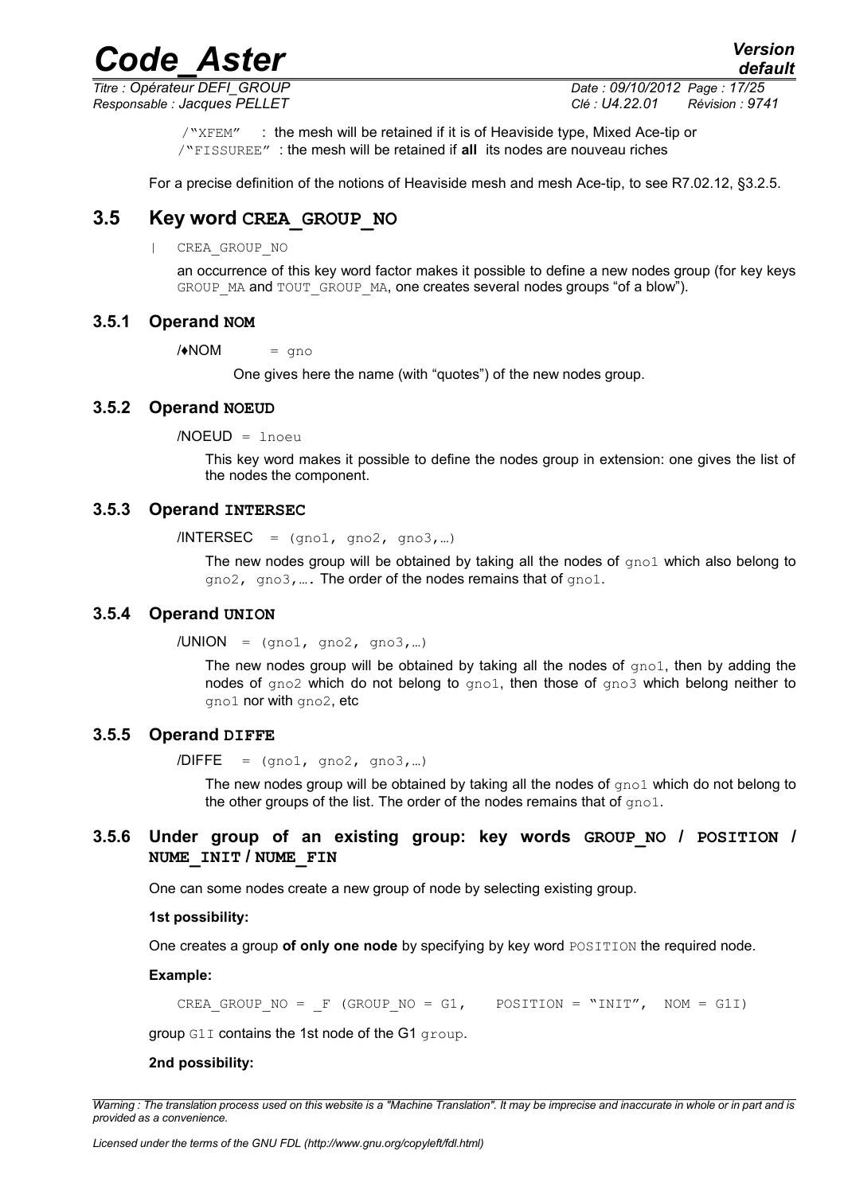/"XFEM" : the mesh will be retained if it is of Heaviside type, Mixed Ace-tip or
/"FISSUREE" : the mesh will be retained if **all** its nodes are nouveau riches

For a precise definition of the notions of Heaviside mesh and mesh Ace-tip, to see R7.02.12, §3.2.5.

## 3.5 Key word CREA_GROUP_NO

| CREA_GROUP_NO

an occurrence of this key word factor makes it possible to define a new nodes group (for key keys GROUP_MA and TOUT_GROUP_MA, one creates several nodes groups "of a blow").

### 3.5.1 Operand NOM

/♦NOM = gno

One gives here the name (with "quotes") of the new nodes group.

### 3.5.2 Operand NOEUD

/NOEUD = lnoeu

This key word makes it possible to define the nodes group in extension: one gives the list of the nodes the component.

### 3.5.3 Operand INTERSEC

/INTERSEC = (gno1, gno2, gno3,…)

The new nodes group will be obtained by taking all the nodes of gno1 which also belong to gno2, gno3,…. The order of the nodes remains that of gno1.

### 3.5.4 Operand UNION

/UNION = (gno1, gno2, gno3,…)

The new nodes group will be obtained by taking all the nodes of gno1, then by adding the nodes of gno2 which do not belong to gno1, then those of gno3 which belong neither to gno1 nor with gno2, etc

### 3.5.5 Operand DIFFE

/DIFFE = (gno1, gno2, gno3,…)

The new nodes group will be obtained by taking all the nodes of gno1 which do not belong to the other groups of the list. The order of the nodes remains that of gno1.

### 3.5.6 Under group of an existing group: key words GROUP_NO / POSITION / NUME_INIT / NUME_FIN

One can some nodes create a new group of node by selecting existing group.

**1st possibility:**

One creates a group **of only one node** by specifying by key word POSITION the required node.

**Example:**

```
CREA_GROUP_NO = _F (GROUP_NO = G1,    POSITION = "INIT",  NOM = G1I)
```

group G1I contains the 1st node of the G1 group.

**2nd possibility:**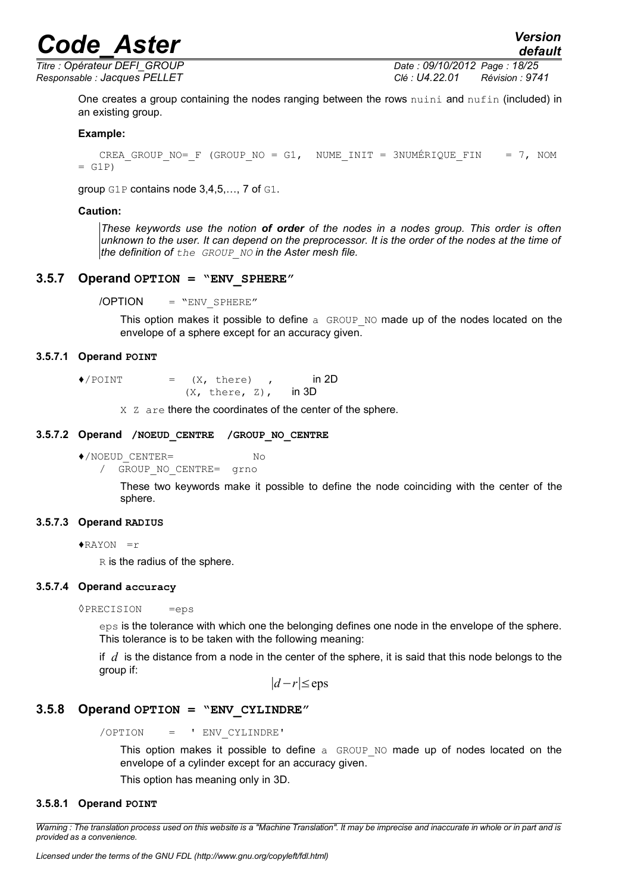One creates a group containing the nodes ranging between the rows nuini and nufin (included) in an existing group.

**Example:**

```
CREA_GROUP_NO=_F (GROUP_NO = G1,  NUME_INIT = 3NUMÉRIQUE_FIN    = 7, NOM
= G1P)
```

group G1P contains node 3,4,5,…, 7 of G1.

**Caution:**

*These keywords use the notion* ***of order*** *of the nodes in a nodes group. This order is often unknown to the user. It can depend on the preprocessor. It is the order of the nodes at the time of the definition of the GROUP_NO in the Aster mesh file.*

### 3.5.7 Operand OPTION = "ENV_SPHERE"

/OPTION = "ENV_SPHERE"

This option makes it possible to define a GROUP_NO made up of the nodes located on the envelope of a sphere except for an accuracy given.

#### 3.5.7.1 Operand POINT

```
♦/POINT       =  (X, there)  ,        in 2D
                 (X, there, Z),    in 3D
```

X Z are there the coordinates of the center of the sphere.

#### 3.5.7.2 Operand /NOEUD_CENTRE /GROUP_NO_CENTRE

```
♦/NOEUD_CENTER=            No
  / GROUP_NO_CENTRE=  grno
```

These two keywords make it possible to define the node coinciding with the center of the sphere.

#### 3.5.7.3 Operand RADIUS

♦RAYON =r

R is the radius of the sphere.

#### 3.5.7.4 Operand accuracy

◊PRECISION =eps

eps is the tolerance with which one the belonging defines one node in the envelope of the sphere. This tolerance is to be taken with the following meaning:

if $d$ is the distance from a node in the center of the sphere, it is said that this node belongs to the group if:

$$|d-r|\leq \text{eps}$$

### 3.5.8 Operand OPTION = "ENV_CYLINDRE"

/OPTION = ' ENV_CYLINDRE'

This option makes it possible to define a GROUP_NO made up of nodes located on the envelope of a cylinder except for an accuracy given.

This option has meaning only in 3D.

#### 3.5.8.1 Operand POINT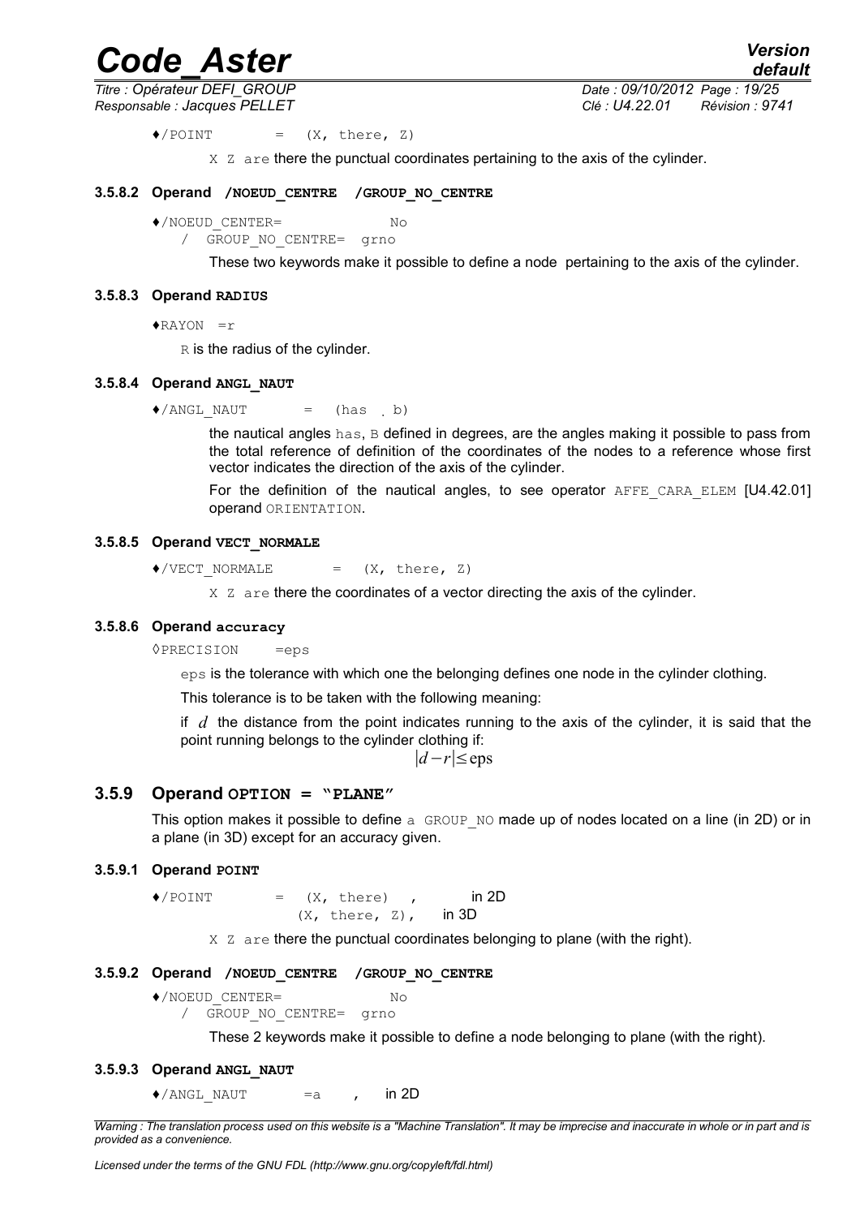♦/POINT = (X, there, Z)

X Z are there the punctual coordinates pertaining to the axis of the cylinder.

#### 3.5.8.2 Operand /NOEUD_CENTRE /GROUP_NO_CENTRE

♦/NOEUD_CENTER= No
/ GROUP_NO_CENTRE= grno

These two keywords make it possible to define a node pertaining to the axis of the cylinder.

#### 3.5.8.3 Operand RADIUS

♦RAYON =r

R is the radius of the cylinder.

#### 3.5.8.4 Operand ANGL_NAUT

♦/ANGL_NAUT = (has , b)

the nautical angles has, B defined in degrees, are the angles making it possible to pass from the total reference of definition of the coordinates of the nodes to a reference whose first vector indicates the direction of the axis of the cylinder.

For the definition of the nautical angles, to see operator AFFE_CARA_ELEM [U4.42.01] operand ORIENTATION.

#### 3.5.8.5 Operand VECT_NORMALE

♦/VECT_NORMALE = (X, there, Z)

X Z are there the coordinates of a vector directing the axis of the cylinder.

#### 3.5.8.6 Operand accuracy

◊PRECISION =eps

eps is the tolerance with which one the belonging defines one node in the cylinder clothing.

This tolerance is to be taken with the following meaning:

if $d$ the distance from the point indicates running to the axis of the cylinder, it is said that the point running belongs to the cylinder clothing if:

$$|d-r| \leq \text{eps}$$

### 3.5.9 Operand OPTION = "PLANE"

This option makes it possible to define a GROUP_NO made up of nodes located on a line (in 2D) or in a plane (in 3D) except for an accuracy given.

#### 3.5.9.1 Operand POINT

♦/POINT = (X, there) , in 2D
(X, there, Z), in 3D

X Z are there the punctual coordinates belonging to plane (with the right).

#### 3.5.9.2 Operand /NOEUD_CENTRE /GROUP_NO_CENTRE

♦/NOEUD_CENTER= No
/ GROUP_NO_CENTRE= grno

These 2 keywords make it possible to define a node belonging to plane (with the right).

#### 3.5.9.3 Operand ANGL_NAUT

♦/ANGL_NAUT =a , in 2D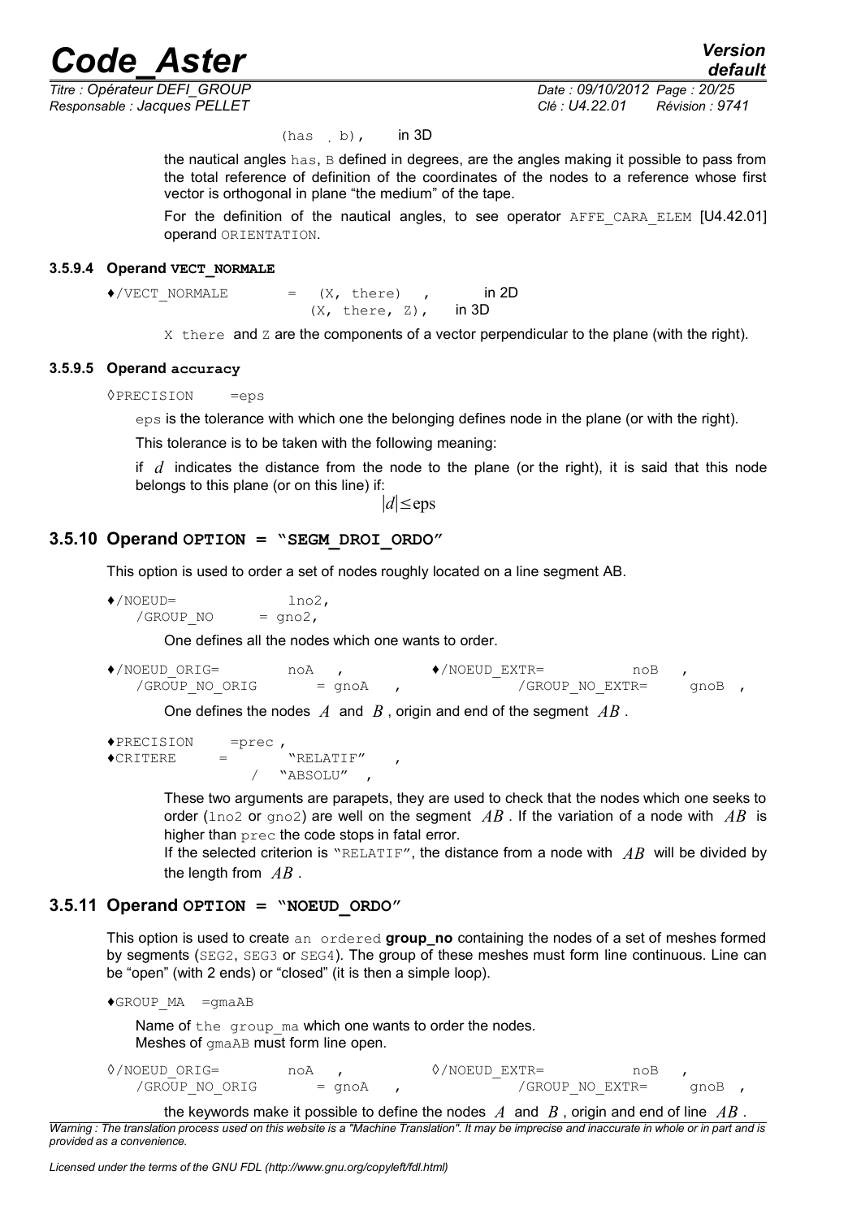(has , b), in 3D

the nautical angles has, B defined in degrees, are the angles making it possible to pass from the total reference of definition of the coordinates of the nodes to a reference whose first vector is orthogonal in plane "the medium" of the tape.

For the definition of the nautical angles, to see operator AFFE_CARA_ELEM [U4.42.01] operand ORIENTATION.

#### 3.5.9.4 Operand VECT_NORMALE

```
♦/VECT_NORMALE      =  (X, there)  ,        in 2D
                       (X, there, Z),    in 3D
```

X there and Z are the components of a vector perpendicular to the plane (with the right).

#### 3.5.9.5 Operand accuracy

```
◊PRECISION    =eps
```

eps is the tolerance with which one the belonging defines node in the plane (or with the right).

This tolerance is to be taken with the following meaning:

if $d$ indicates the distance from the node to the plane (or the right), it is said that this node belongs to this plane (or on this line) if:

$$|d| \leq \text{eps}$$

### 3.5.10 Operand OPTION = "SEGM_DROI_ORDO"

This option is used to order a set of nodes roughly located on a line segment AB.

```
♦/NOEUD=            lno2,
 /GROUP_NO      = gno2,
```

One defines all the nodes which one wants to order.

```
♦/NOEUD_ORIG=       noA   ,          ♦/NOEUD_EXTR=          noB   ,
 /GROUP_NO_ORIG       = gnoA   ,          /GROUP_NO_EXTR=       gnoB  ,
```

One defines the nodes $A$ and $B$, origin and end of the segment $AB$.

```
♦PRECISION    =prec ,
♦CRITERE      =       "RELATIF"    ,
              /   "ABSOLU"   ,
```

These two arguments are parapets, they are used to check that the nodes which one seeks to order (lno2 or gno2) are well on the segment $AB$. If the variation of a node with $AB$ is higher than prec the code stops in fatal error.

If the selected criterion is "RELATIF", the distance from a node with $AB$ will be divided by the length from $AB$.

### 3.5.11 Operand OPTION = "NOEUD_ORDO"

This option is used to create an ordered **group_no** containing the nodes of a set of meshes formed by segments (SEG2, SEG3 or SEG4). The group of these meshes must form line continuous. Line can be "open" (with 2 ends) or "closed" (it is then a simple loop).

```
♦GROUP_MA  =gmaAB
```

Name of the group_ma which one wants to order the nodes.
Meshes of gmaAB must form line open.

```
◊/NOEUD_ORIG=       noA   ,          ◊/NOEUD_EXTR=          noB   ,
 /GROUP_NO_ORIG       = gnoA   ,          /GROUP_NO_EXTR=       gnoB  ,
```

the keywords make it possible to define the nodes $A$ and $B$, origin and end of line $AB$.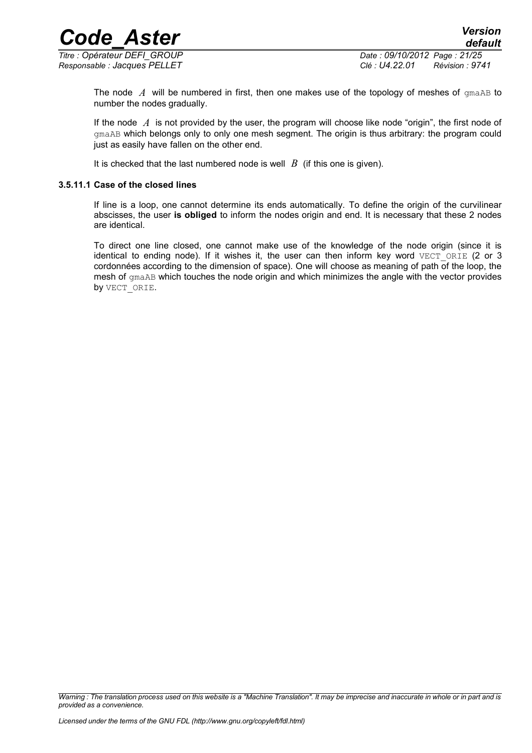The node $A$ will be numbered in first, then one makes use of the topology of meshes of gmaAB to number the nodes gradually.

If the node $A$ is not provided by the user, the program will choose like node “origin”, the first node of gmaAB which belongs only to only one mesh segment. The origin is thus arbitrary: the program could just as easily have fallen on the other end.

It is checked that the last numbered node is well $B$ (if this one is given).

#### 3.5.11.1 Case of the closed lines

If line is a loop, one cannot determine its ends automatically. To define the origin of the curvilinear abscisses, the user **is obliged** to inform the nodes origin and end. It is necessary that these 2 nodes are identical.

To direct one line closed, one cannot make use of the knowledge of the node origin (since it is identical to ending node). If it wishes it, the user can then inform key word VECT_ORIE (2 or 3 cordonnées according to the dimension of space). One will choose as meaning of path of the loop, the mesh of gmaAB which touches the node origin and which minimizes the angle with the vector provides by VECT_ORIE.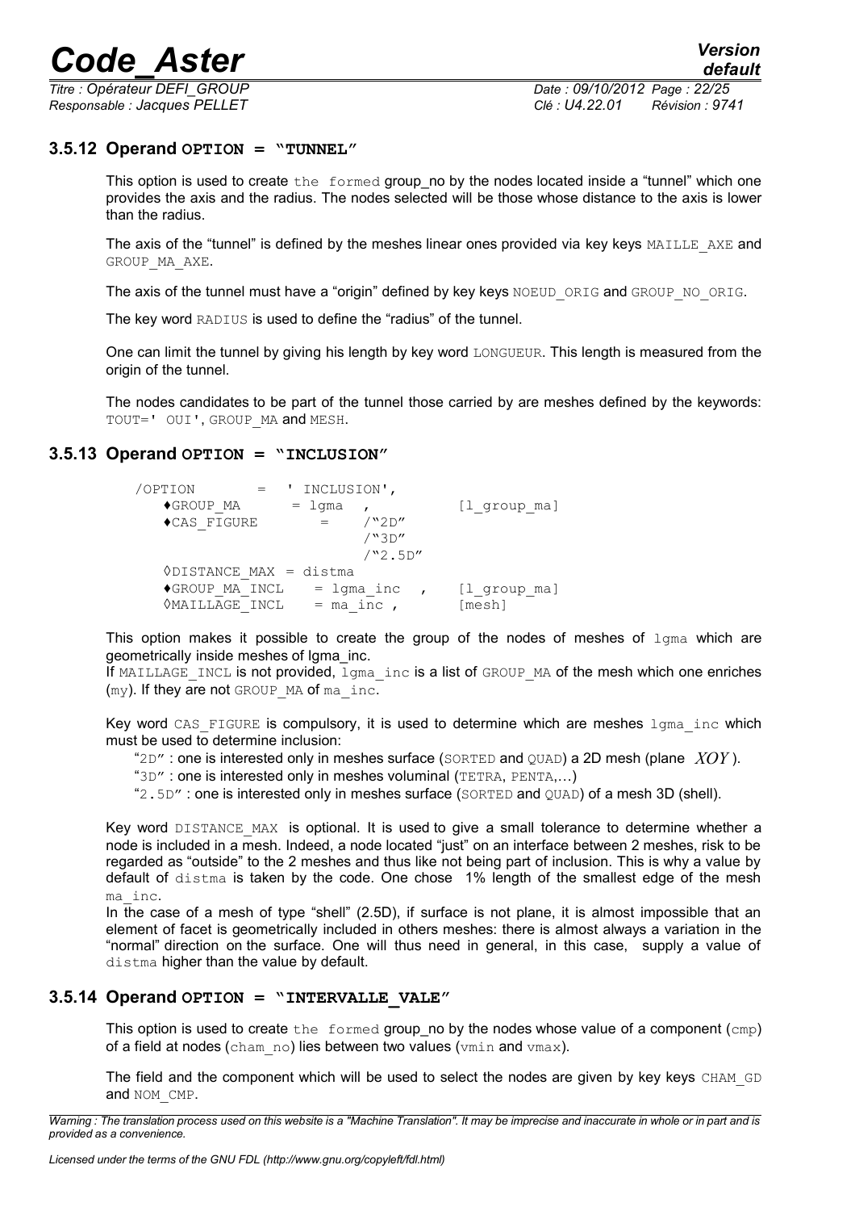### 3.5.12 Operand OPTION = "TUNNEL"

This option is used to create the formed group_no by the nodes located inside a "tunnel" which one provides the axis and the radius. The nodes selected will be those whose distance to the axis is lower than the radius.

The axis of the "tunnel" is defined by the meshes linear ones provided via key keys MAILLE_AXE and GROUP_MA_AXE.

The axis of the tunnel must have a "origin" defined by key keys NOEUD_ORIG and GROUP_NO_ORIG.

The key word RADIUS is used to define the "radius" of the tunnel.

One can limit the tunnel by giving his length by key word LONGUEUR. This length is measured from the origin of the tunnel.

The nodes candidates to be part of the tunnel those carried by are meshes defined by the keywords: TOUT=' OUI', GROUP_MA and MESH.

### 3.5.13 Operand OPTION = "INCLUSION"

```
/OPTION        =  ' INCLUSION',
   ♦GROUP_MA       = lgma  ,            [l_group_ma]
   ♦CAS_FIGURE        =    /"2D"
                           /"3D"
                           /"2.5D"
   ◊DISTANCE_MAX = distma
   ♦GROUP_MA_INCL    = lgma_inc  ,    [l_group_ma]
   ◊MAILLAGE_INCL    = ma_inc ,       [mesh]
```

This option makes it possible to create the group of the nodes of meshes of lgma which are geometrically inside meshes of lgma_inc.
If MAILLAGE_INCL is not provided, lgma_inc is a list of GROUP_MA of the mesh which one enriches (my). If they are not GROUP_MA of ma_inc.

Key word CAS_FIGURE is compulsory, it is used to determine which are meshes lgma_inc which must be used to determine inclusion:

"2D" : one is interested only in meshes surface (SORTED and QUAD) a 2D mesh (plane $XOY$).
"3D" : one is interested only in meshes voluminal (TETRA, PENTA,…)
"2.5D" : one is interested only in meshes surface (SORTED and QUAD) of a mesh 3D (shell).

Key word DISTANCE_MAX is optional. It is used to give a small tolerance to determine whether a node is included in a mesh. Indeed, a node located "just" on an interface between 2 meshes, risk to be regarded as "outside" to the 2 meshes and thus like not being part of inclusion. This is why a value by default of distma is taken by the code. One chose 1% length of the smallest edge of the mesh ma_inc.
In the case of a mesh of type "shell" (2.5D), if surface is not plane, it is almost impossible that an element of facet is geometrically included in others meshes: there is almost always a variation in the "normal" direction on the surface. One will thus need in general, in this case, supply a value of distma higher than the value by default.

### 3.5.14 Operand OPTION = "INTERVALLE_VALE"

This option is used to create the formed group_no by the nodes whose value of a component (cmp) of a field at nodes (cham_no) lies between two values (vmin and vmax).

The field and the component which will be used to select the nodes are given by key keys CHAM_GD and NOM_CMP.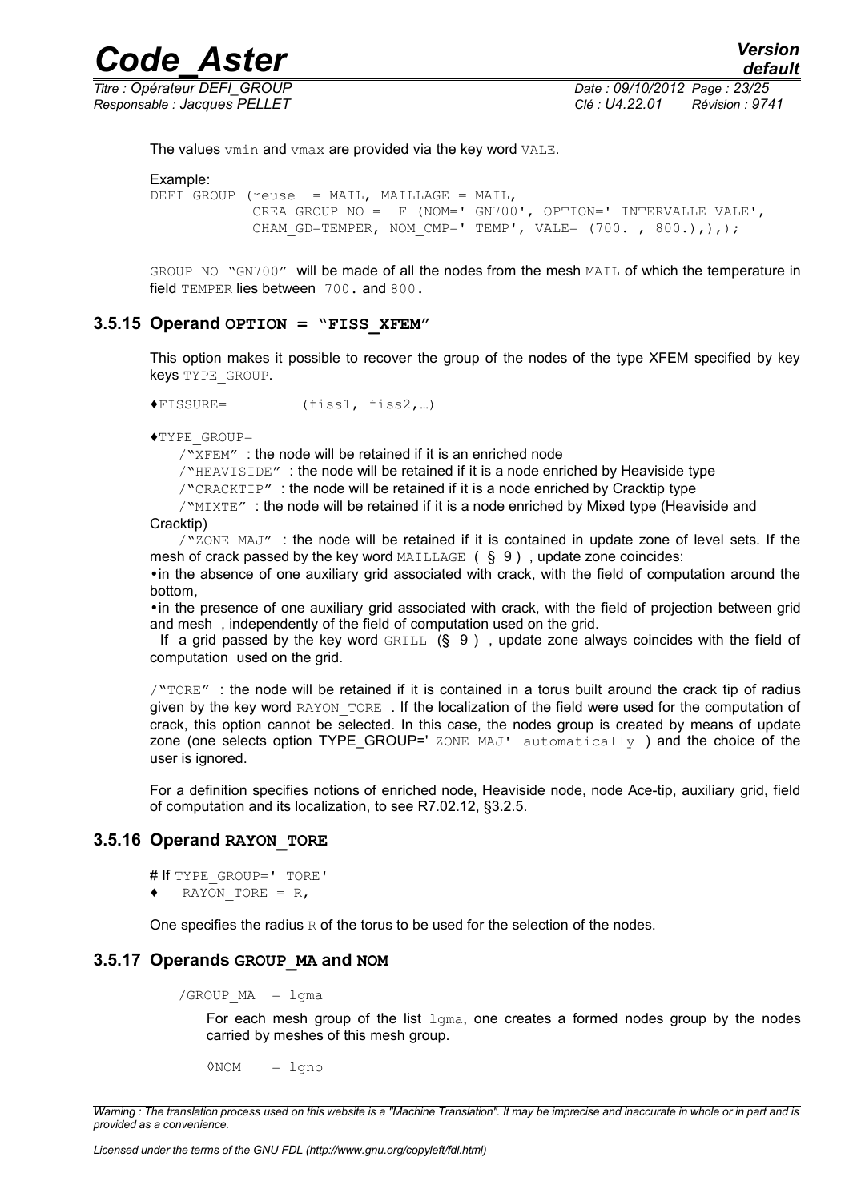The values vmin and vmax are provided via the key word VALE.

Example:

```
DEFI_GROUP (reuse  = MAIL, MAILLAGE = MAIL,
            CREA_GROUP_NO = _F (NOM=' GN700', OPTION=' INTERVALLE_VALE',
            CHAM_GD=TEMPER, NOM_CMP=' TEMP', VALE= (700. , 800.),),);
```

GROUP_NO "GN700" will be made of all the nodes from the mesh MAIL of which the temperature in field TEMPER lies between 700. and 800.

### 3.5.15 Operand OPTION = "FISS_XFEM"

This option makes it possible to recover the group of the nodes of the type XFEM specified by key keys TYPE_GROUP.

♦FISSURE= (fiss1, fiss2,…)

♦TYPE_GROUP=

/"XFEM" : the node will be retained if it is an enriched node

/"HEAVISIDE" : the node will be retained if it is a node enriched by Heaviside type

/"CRACKTIP" : the node will be retained if it is a node enriched by Cracktip type

/"MIXTE" : the node will be retained if it is a node enriched by Mixed type (Heaviside and Cracktip)

/"ZONE_MAJ" : the node will be retained if it is contained in update zone of level sets. If the mesh of crack passed by the key word MAILLAGE ( § 9 ) , update zone coincides:

- in the absence of one auxiliary grid associated with crack, with the field of computation around the bottom,
- in the presence of one auxiliary grid associated with crack, with the field of projection between grid and mesh , independently of the field of computation used on the grid.

If a grid passed by the key word GRILL (§ 9 ) , update zone always coincides with the field of computation used on the grid.

/"TORE" : the node will be retained if it is contained in a torus built around the crack tip of radius given by the key word RAYON_TORE . If the localization of the field were used for the computation of crack, this option cannot be selected. In this case, the nodes group is created by means of update zone (one selects option TYPE_GROUP=' ZONE_MAJ' automatically ) and the choice of the user is ignored.

For a definition specifies notions of enriched node, Heaviside node, node Ace-tip, auxiliary grid, field of computation and its localization, to see R7.02.12, §3.2.5.

### 3.5.16 Operand RAYON_TORE

# If TYPE_GROUP=' TORE'

♦ RAYON_TORE = R,

One specifies the radius R of the torus to be used for the selection of the nodes.

### 3.5.17 Operands GROUP_MA and NOM

/GROUP_MA = lgma

For each mesh group of the list lgma, one creates a formed nodes group by the nodes carried by meshes of this mesh group.

◊NOM = lgno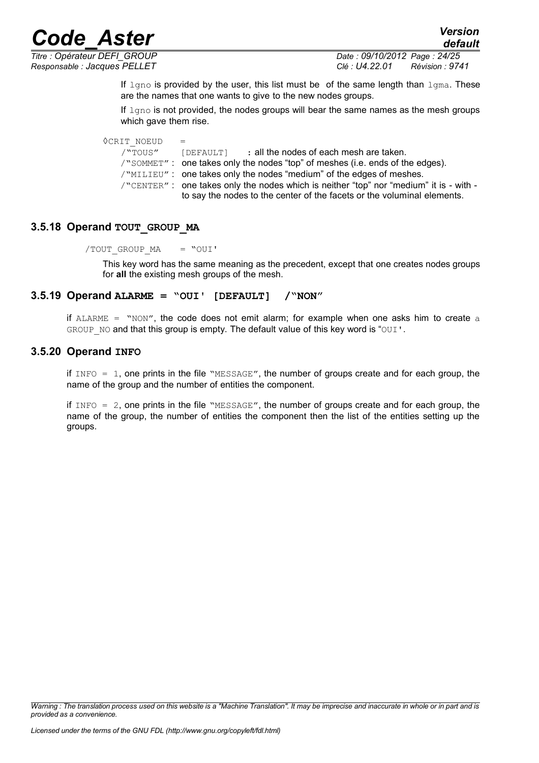If `lgno` is provided by the user, this list must be of the same length than `lgma`. These are the names that one wants to give to the new nodes groups.

If `lgno` is not provided, the nodes groups will bear the same names as the mesh groups which gave them rise.

◊CRIT_NOEUD =

- /"TOUS" [DEFAULT] : all the nodes of each mesh are taken.
- /"SOMMET" : one takes only the nodes "top" of meshes (i.e. ends of the edges).
- /"MILIEU" : one takes only the nodes "medium" of the edges of meshes.
- /"CENTER" : one takes only the nodes which is neither "top" nor "medium" it is - with - to say the nodes to the center of the facets or the voluminal elements.

### 3.5.18 Operand TOUT_GROUP_MA

/TOUT_GROUP_MA = "OUI'

This key word has the same meaning as the precedent, except that one creates nodes groups for **all** the existing mesh groups of the mesh.

### 3.5.19 Operand ALARME = "OUI' [DEFAULT] /"NON"

if ALARME = "NON", the code does not emit alarm; for example when one asks him to create a GROUP_NO and that this group is empty. The default value of this key word is "OUI'.

### 3.5.20 Operand INFO

if INFO = 1, one prints in the file "MESSAGE", the number of groups create and for each group, the name of the group and the number of entities the component.

if INFO = 2, one prints in the file "MESSAGE", the number of groups create and for each group, the name of the group, the number of entities the component then the list of the entities setting up the groups.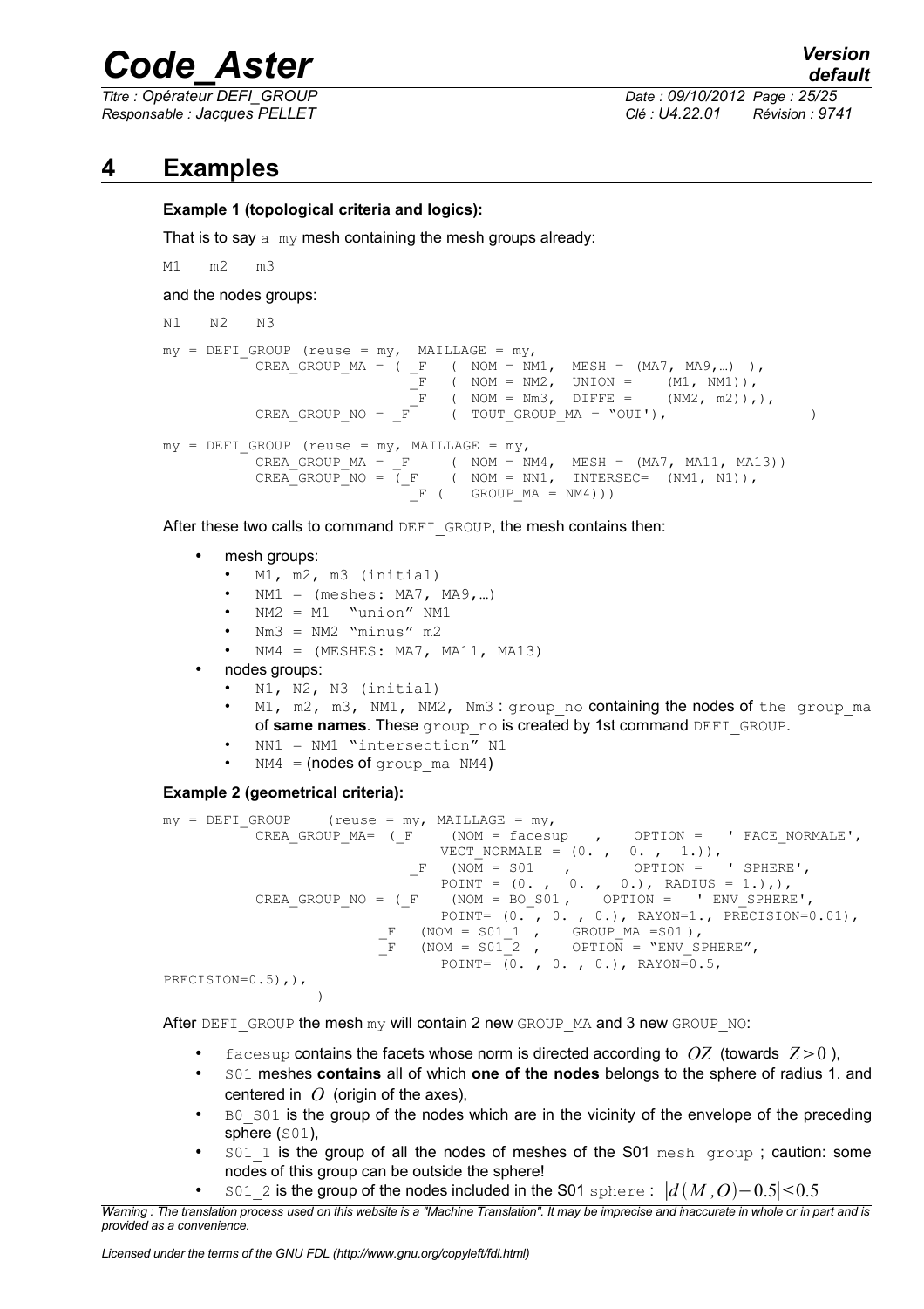# 4 Examples

**Example 1 (topological criteria and logics):**

That is to say a my mesh containing the mesh groups already:

```
M1   m2   m3
```

and the nodes groups:

```
N1   N2   N3
```

```
my = DEFI_GROUP (reuse = my,  MAILLAGE = my,
          CREA_GROUP_MA = ( _F   ( NOM = NM1,  MESH = (MA7, MA9,…) ),
                            _F   ( NOM = NM2,  UNION =    (M1, NM1)),
                            _F   ( NOM = Nm3,  DIFFE =    (NM2, m2)),),
          CREA_GROUP_NO = _F     ( TOUT_GROUP_MA = "OUI'),                  )

my = DEFI_GROUP (reuse = my, MAILLAGE = my,
          CREA_GROUP_MA = _F     ( NOM = NM4,  MESH = (MA7, MA11, MA13))
          CREA_GROUP_NO = (_F    ( NOM = NN1,  INTERSEC=  (NM1, N1)),
                           _F (    GROUP_MA = NM4)))
```

After these two calls to command DEFI_GROUP, the mesh contains then:

- mesh groups:
  - M1, m2, m3 (initial)
  - NM1 = (meshes: MA7, MA9,…)
  - NM2 = M1 "union" NM1
  - Nm3 = NM2 "minus" m2
  - NM4 = (MESHES: MA7, MA11, MA13)
- nodes groups:
  - N1, N2, N3 (initial)
  - M1, m2, m3, NM1, NM2, Nm3 : group_no containing the nodes of the group_ma of **same names**. These group_no is created by 1st command DEFI_GROUP.
  - NN1 = NM1 "intersection" N1
  - NM4 = (nodes of group_ma NM4)

**Example 2 (geometrical criteria):**

```
my = DEFI_GROUP     (reuse = my, MAILLAGE = my,
          CREA_GROUP_MA=  (_F     (NOM = facesup   ,    OPTION =   ' FACE_NORMALE',
                               VECT_NORMALE = (0. ,  0. ,  1.)),
                          _F   (NOM = S01    ,        OPTION =   ' SPHERE',
                               POINT = (0. ,  0. ,  0.), RADIUS = 1.),),
          CREA_GROUP_NO = (_F    (NOM = BO_S01 ,    OPTION =  ' ENV_SPHERE',
                               POINT= (0. , 0. , 0.), RAYON=1., PRECISION=0.01),
                        _F   (NOM = S01_1 ,    GROUP_MA =S01 ),
                        _F   (NOM = S01_2 ,    OPTION = "ENV_SPHERE",
                               POINT= (0. , 0. , 0.), RAYON=0.5,
PRECISION=0.5),),
                 )
```

After DEFI_GROUP the mesh my will contain 2 new GROUP_MA and 3 new GROUP_NO:

- facesup contains the facets whose norm is directed according to $OZ$ (towards $Z>0$ ),
- S01 meshes **contains** all of which **one of the nodes** belongs to the sphere of radius 1. and centered in $O$ (origin of the axes),
- B0_S01 is the group of the nodes which are in the vicinity of the envelope of the preceding sphere (S01),
- S01_1 is the group of all the nodes of meshes of the S01 mesh group ; caution: some nodes of this group can be outside the sphere!
- S01_2 is the group of the nodes included in the S01 sphere : $|d(M,O)-0.5|\leq 0.5$